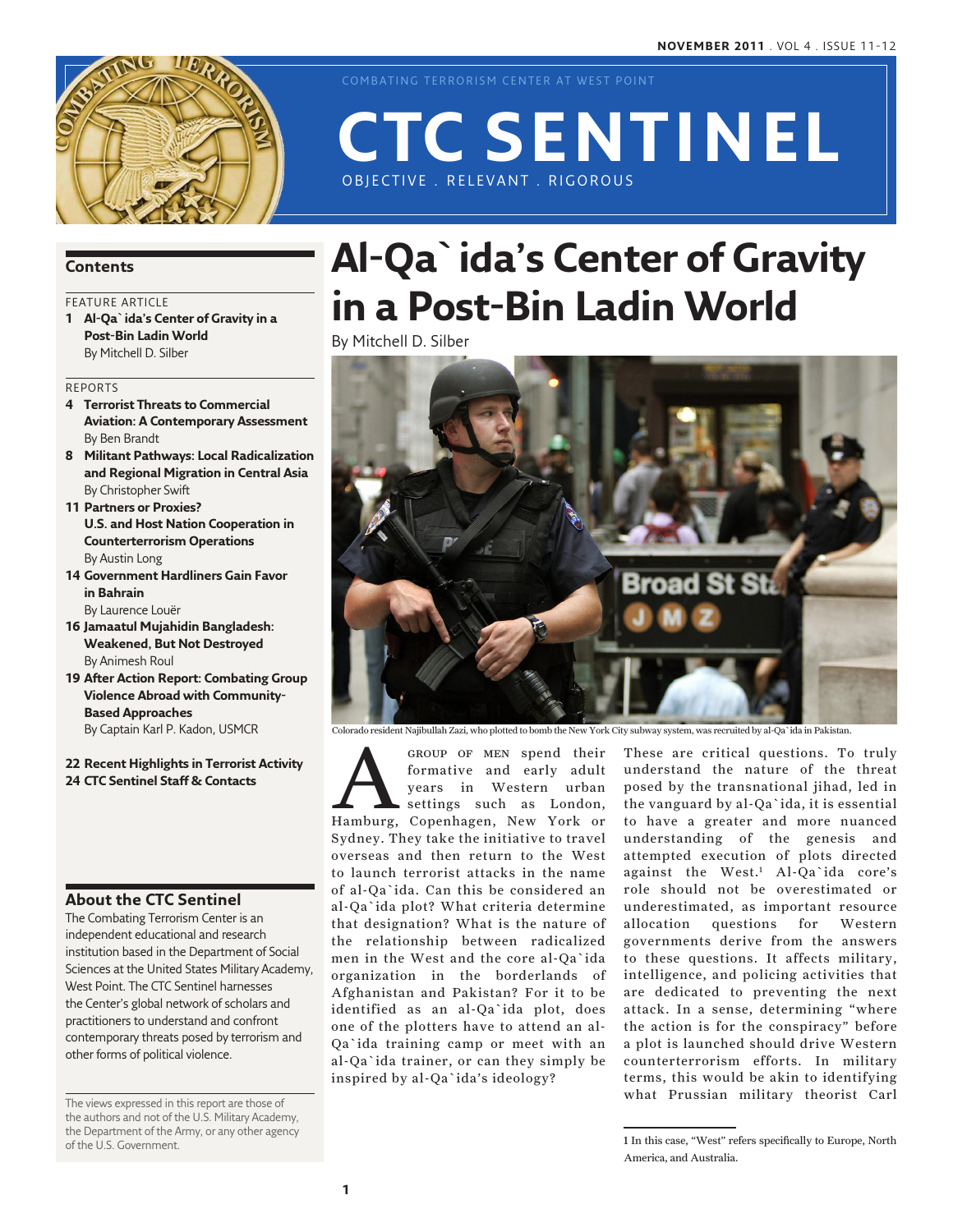# CTC SENTINEL

COMBATING TERRORISM CENTER AT WEST POINT

OBJECTIVE . RELEVANT . RIGOROUS

## Contents

FEATURE ARTICLE

**1 Al-Qa`ida's Center of Gravity in a Post-Bin Ladin World**
By Mitchell D. Silber

REPORTS

**4 Terrorist Threats to Commercial Aviation: A Contemporary Assessment**
By Ben Brandt

**8 Militant Pathways: Local Radicalization and Regional Migration in Central Asia**
By Christopher Swift

**11 Partners or Proxies? U.S. and Host Nation Cooperation in Counterterrorism Operations**
By Austin Long

**14 Government Hardliners Gain Favor in Bahrain**
By Laurence Louër

**16 Jamaatul Mujahidin Bangladesh: Weakened, But Not Destroyed**
By Animesh Roul

**19 After Action Report: Combating Group Violence Abroad with Community-Based Approaches**
By Captain Karl P. Kadon, USMCR

**22 Recent Highlights in Terrorist Activity**

**24 CTC Sentinel Staff & Contacts**

## About the CTC Sentinel

The Combating Terrorism Center is an independent educational and research institution based in the Department of Social Sciences at the United States Military Academy, West Point. The CTC Sentinel harnesses the Center's global network of scholars and practitioners to understand and confront contemporary threats posed by terrorism and other forms of political violence.

The views expressed in this report are those of the authors and not of the U.S. Military Academy, the Department of the Army, or any other agency of the U.S. Government.

# Al-Qa`ida's Center of Gravity in a Post-Bin Ladin World

By Mitchell D. Silber

Colorado resident Najibullah Zazi, who plotted to bomb the New York City subway system, was recruited by al-Qa`ida in Pakistan.

A group of men spend their formative and early adult years in Western urban settings such as London, Hamburg, Copenhagen, New York or Sydney. They take the initiative to travel overseas and then return to the West to launch terrorist attacks in the name of al-Qa`ida. Can this be considered an al-Qa`ida plot? What criteria determine that designation? What is the nature of the relationship between radicalized men in the West and the core al-Qa`ida organization in the borderlands of Afghanistan and Pakistan? For it to be identified as an al-Qa`ida plot, does one of the plotters have to attend an al-Qa`ida training camp or meet with an al-Qa`ida trainer, or can they simply be inspired by al-Qa`ida's ideology?

These are critical questions. To truly understand the nature of the threat posed by the transnational jihad, led in the vanguard by al-Qa`ida, it is essential to have a greater and more nuanced understanding of the genesis and attempted execution of plots directed against the West.[1] Al-Qa`ida core's role should not be overestimated or underestimated, as important resource allocation questions for Western governments derive from the answers to these questions. It affects military, intelligence, and policing activities that are dedicated to preventing the next attack. In a sense, determining "where the action is for the conspiracy" before a plot is launched should drive Western counterterrorism efforts. In military terms, this would be akin to identifying what Prussian military theorist Carl

1 In this case, "West" refers specifically to Europe, North America, and Australia.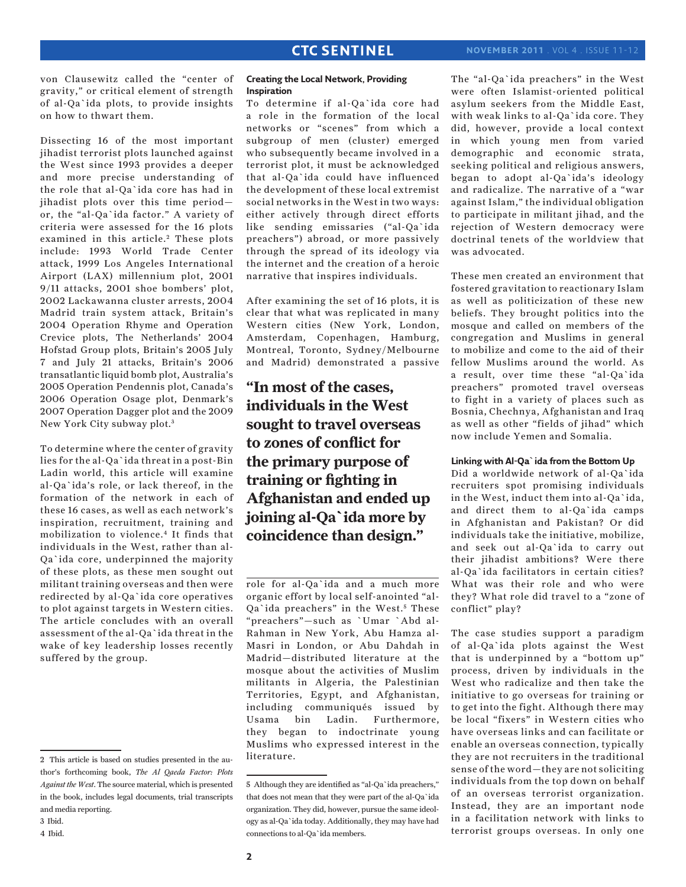von Clausewitz called the "center of gravity," or critical element of strength of al-Qa`ida plots, to provide insights on how to thwart them.

Dissecting 16 of the most important jihadist terrorist plots launched against the West since 1993 provides a deeper and more precise understanding of the role that al-Qa`ida core has had in jihadist plots over this time period—or, the "al-Qa`ida factor." A variety of criteria were assessed for the 16 plots examined in this article.[2] These plots include: 1993 World Trade Center attack, 1999 Los Angeles International Airport (LAX) millennium plot, 2001 9/11 attacks, 2001 shoe bombers' plot, 2002 Lackawanna cluster arrests, 2004 Madrid train system attack, Britain's 2004 Operation Rhyme and Operation Crevice plots, The Netherlands' 2004 Hofstad Group plots, Britain's 2005 July 7 and July 21 attacks, Britain's 2006 transatlantic liquid bomb plot, Australia's 2005 Operation Pendennis plot, Canada's 2006 Operation Osage plot, Denmark's 2007 Operation Dagger plot and the 2009 New York City subway plot.[3]

To determine where the center of gravity lies for the al-Qa`ida threat in a post-Bin Ladin world, this article will examine al-Qa`ida's role, or lack thereof, in the formation of the network in each of these 16 cases, as well as each network's inspiration, recruitment, training and mobilization to violence.[4] It finds that individuals in the West, rather than al-Qa`ida core, underpinned the majority of these plots, as these men sought out militant training overseas and then were redirected by al-Qa`ida core operatives to plot against targets in Western cities. The article concludes with an overall assessment of the al-Qa`ida threat in the wake of key leadership losses recently suffered by the group.

### Creating the Local Network, Providing Inspiration

To determine if al-Qa`ida core had a role in the formation of the local networks or "scenes" from which a subgroup of men (cluster) emerged who subsequently became involved in a terrorist plot, it must be acknowledged that al-Qa`ida could have influenced the development of these local extremist social networks in the West in two ways: either actively through direct efforts like sending emissaries ("al-Qa`ida preachers") abroad, or more passively through the spread of its ideology via the internet and the creation of a heroic narrative that inspires individuals.

After examining the set of 16 plots, it is clear that what was replicated in many Western cities (New York, London, Amsterdam, Copenhagen, Hamburg, Montreal, Toronto, Sydney/Melbourne and Madrid) demonstrated a passive role for al-Qa`ida and a much more organic effort by local self-anointed "al-Qa`ida preachers" in the West.[5] These "preachers"—such as `Umar `Abd al-Rahman in New York, Abu Hamza al-Masri in London, or Abu Dahdah in Madrid—distributed literature at the mosque about the activities of Muslim militants in Algeria, the Palestinian Territories, Egypt, and Afghanistan, including communiqués issued by Usama bin Ladin. Furthermore, they began to indoctrinate young Muslims who expressed interest in the literature.

> **"In most of the cases, individuals in the West sought to travel overseas to zones of conflict for the primary purpose of training or fighting in Afghanistan and ended up joining al-Qa`ida more by coincidence than design."**

The "al-Qa`ida preachers" in the West were often Islamist-oriented political asylum seekers from the Middle East, with weak links to al-Qa`ida core. They did, however, provide a local context in which young men from varied demographic and economic strata, seeking political and religious answers, began to adopt al-Qa`ida's ideology and radicalize. The narrative of a "war against Islam," the individual obligation to participate in militant jihad, and the rejection of Western democracy were doctrinal tenets of the worldview that was advocated.

These men created an environment that fostered gravitation to reactionary Islam as well as politicization of these new beliefs. They brought politics into the mosque and called on members of the congregation and Muslims in general to mobilize and come to the aid of their fellow Muslims around the world. As a result, over time these "al-Qa`ida preachers" promoted travel overseas to fight in a variety of places such as Bosnia, Chechnya, Afghanistan and Iraq as well as other "fields of jihad" which now include Yemen and Somalia.

### Linking with Al-Qa`ida from the Bottom Up

Did a worldwide network of al-Qa`ida recruiters spot promising individuals in the West, induct them into al-Qa`ida, and direct them to al-Qa`ida camps in Afghanistan and Pakistan? Or did individuals take the initiative, mobilize, and seek out al-Qa`ida to carry out their jihadist ambitions? Were there al-Qa`ida facilitators in certain cities? What was their role and who were they? What role did travel to a "zone of conflict" play?

The case studies support a paradigm of al-Qa`ida plots against the West that is underpinned by a "bottom up" process, driven by individuals in the West who radicalize and then take the initiative to go overseas for training or to get into the fight. Although there may be local "fixers" in Western cities who have overseas links and can facilitate or enable an overseas connection, typically they are not recruiters in the traditional sense of the word—they are not soliciting individuals from the top down on behalf of an overseas terrorist organization. Instead, they are an important node in a facilitation network with links to terrorist groups overseas. In only one

---

2 This article is based on studies presented in the author's forthcoming book, *The Al Qaeda Factor: Plots Against the West*. The source material, which is presented in the book, includes legal documents, trial transcripts and media reporting.

3 Ibid.

4 Ibid.

5 Although they are identified as "al-Qa`ida preachers," that does not mean that they were part of the al-Qa`ida organization. They did, however, pursue the same ideology as al-Qa`ida today. Additionally, they may have had connections to al-Qa`ida members.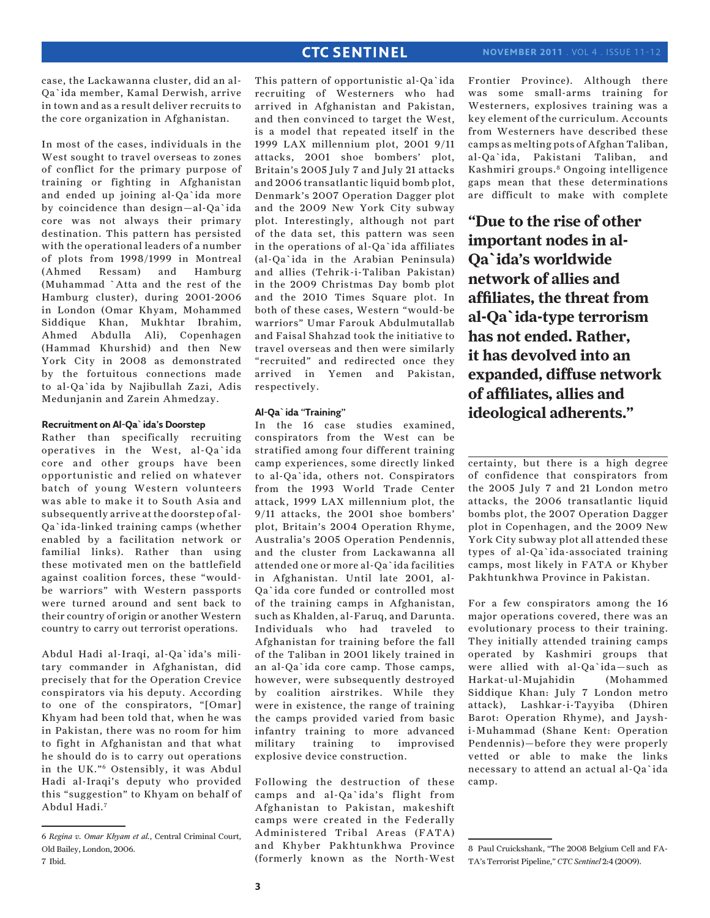case, the Lackawanna cluster, did an al-Qa`ida member, Kamal Derwish, arrive in town and as a result deliver recruits to the core organization in Afghanistan.

In most of the cases, individuals in the West sought to travel overseas to zones of conflict for the primary purpose of training or fighting in Afghanistan and ended up joining al-Qa`ida more by coincidence than design—al-Qa`ida core was not always their primary destination. This pattern has persisted with the operational leaders of a number of plots from 1998/1999 in Montreal (Ahmed Ressam) and Hamburg (Muhammad `Atta and the rest of the Hamburg cluster), during 2001-2006 in London (Omar Khyam, Mohammed Siddique Khan, Mukhtar Ibrahim, Ahmed Abdulla Ali), Copenhagen (Hammad Khurshid) and then New York City in 2008 as demonstrated by the fortuitous connections made to al-Qa`ida by Najibullah Zazi, Adis Medunjanin and Zarein Ahmedzay.

#### Recruitment on Al-Qa`ida's Doorstep

Rather than specifically recruiting operatives in the West, al-Qa`ida core and other groups have been opportunistic and relied on whatever batch of young Western volunteers was able to make it to South Asia and subsequently arrive at the doorstep of al-Qa`ida-linked training camps (whether enabled by a facilitation network or familial links). Rather than using these motivated men on the battlefield against coalition forces, these "would-be warriors" with Western passports were turned around and sent back to their country of origin or another Western country to carry out terrorist operations.

Abdul Hadi al-Iraqi, al-Qa`ida's military commander in Afghanistan, did precisely that for the Operation Crevice conspirators via his deputy. According to one of the conspirators, "[Omar] Khyam had been told that, when he was in Pakistan, there was no room for him to fight in Afghanistan and that what he should do is to carry out operations in the UK."[6] Ostensibly, it was Abdul Hadi al-Iraqi's deputy who provided this "suggestion" to Khyam on behalf of Abdul Hadi.[7]

This pattern of opportunistic al-Qa`ida recruiting of Westerners who had arrived in Afghanistan and Pakistan, and then convinced to target the West, is a model that repeated itself in the 1999 LAX millennium plot, 2001 9/11 attacks, 2001 shoe bombers' plot, Britain's 2005 July 7 and July 21 attacks and 2006 transatlantic liquid bomb plot, Denmark's 2007 Operation Dagger plot and the 2009 New York City subway plot. Interestingly, although not part of the data set, this pattern was seen in the operations of al-Qa`ida affiliates (al-Qa`ida in the Arabian Peninsula) and allies (Tehrik-i-Taliban Pakistan) in the 2009 Christmas Day bomb plot and the 2010 Times Square plot. In both of these cases, Western "would-be warriors" Umar Farouk Abdulmutallab and Faisal Shahzad took the initiative to travel overseas and then were similarly "recruited" and redirected once they arrived in Yemen and Pakistan, respectively.

#### Al-Qa`ida "Training"

In the 16 case studies examined, conspirators from the West can be stratified among four different training camp experiences, some directly linked to al-Qa`ida, others not. Conspirators from the 1993 World Trade Center attack, 1999 LAX millennium plot, the 9/11 attacks, the 2001 shoe bombers' plot, Britain's 2004 Operation Rhyme, Australia's 2005 Operation Pendennis, and the cluster from Lackawanna all attended one or more al-Qa`ida facilities in Afghanistan. Until late 2001, al-Qa`ida core funded or controlled most of the training camps in Afghanistan, such as Khalden, al-Faruq, and Darunta. Individuals who had traveled to Afghanistan for training before the fall of the Taliban in 2001 likely trained in an al-Qa`ida core camp. Those camps, however, were subsequently destroyed by coalition airstrikes. While they were in existence, the range of training the camps provided varied from basic infantry training to more advanced military training to improvised explosive device construction.

Following the destruction of these camps and al-Qa`ida's flight from Afghanistan to Pakistan, makeshift camps were created in the Federally Administered Tribal Areas (FATA) and Khyber Pakhtunkhwa Province (formerly known as the North-West Frontier Province). Although there was some small-arms training for Westerners, explosives training was a key element of the curriculum. Accounts from Westerners have described these camps as melting pots of Afghan Taliban, al-Qa`ida, Pakistani Taliban, and Kashmiri groups.[8] Ongoing intelligence gaps mean that these determinations are difficult to make with complete certainty, but there is a high degree of confidence that conspirators from the 2005 July 7 and 21 London metro attacks, the 2006 transatlantic liquid bombs plot, the 2007 Operation Dagger plot in Copenhagen, and the 2009 New York City subway plot all attended these types of al-Qa`ida-associated training camps, most likely in FATA or Khyber Pakhtunkhwa Province in Pakistan.

**"Due to the rise of other important nodes in al-Qa`ida's worldwide network of allies and affiliates, the threat from al-Qa`ida-type terrorism has not ended. Rather, it has devolved into an expanded, diffuse network of affiliates, allies and ideological adherents."**

For a few conspirators among the 16 major operations covered, there was an evolutionary process to their training. They initially attended training camps operated by Kashmiri groups that were allied with al-Qa`ida—such as Harkat-ul-Mujahidin (Mohammed Siddique Khan: July 7 London metro attack), Lashkar-i-Tayyiba (Dhiren Barot: Operation Rhyme), and Jaysh-i-Muhammad (Shane Kent: Operation Pendennis)—before they were properly vetted or able to make the links necessary to attend an actual al-Qa`ida camp.

---

6 *Regina v. Omar Khyam et al.*, Central Criminal Court, Old Bailey, London, 2006.

7 Ibid.

8 Paul Cruickshank, "The 2008 Belgium Cell and FATA's Terrorist Pipeline," *CTC Sentinel* 2:4 (2009).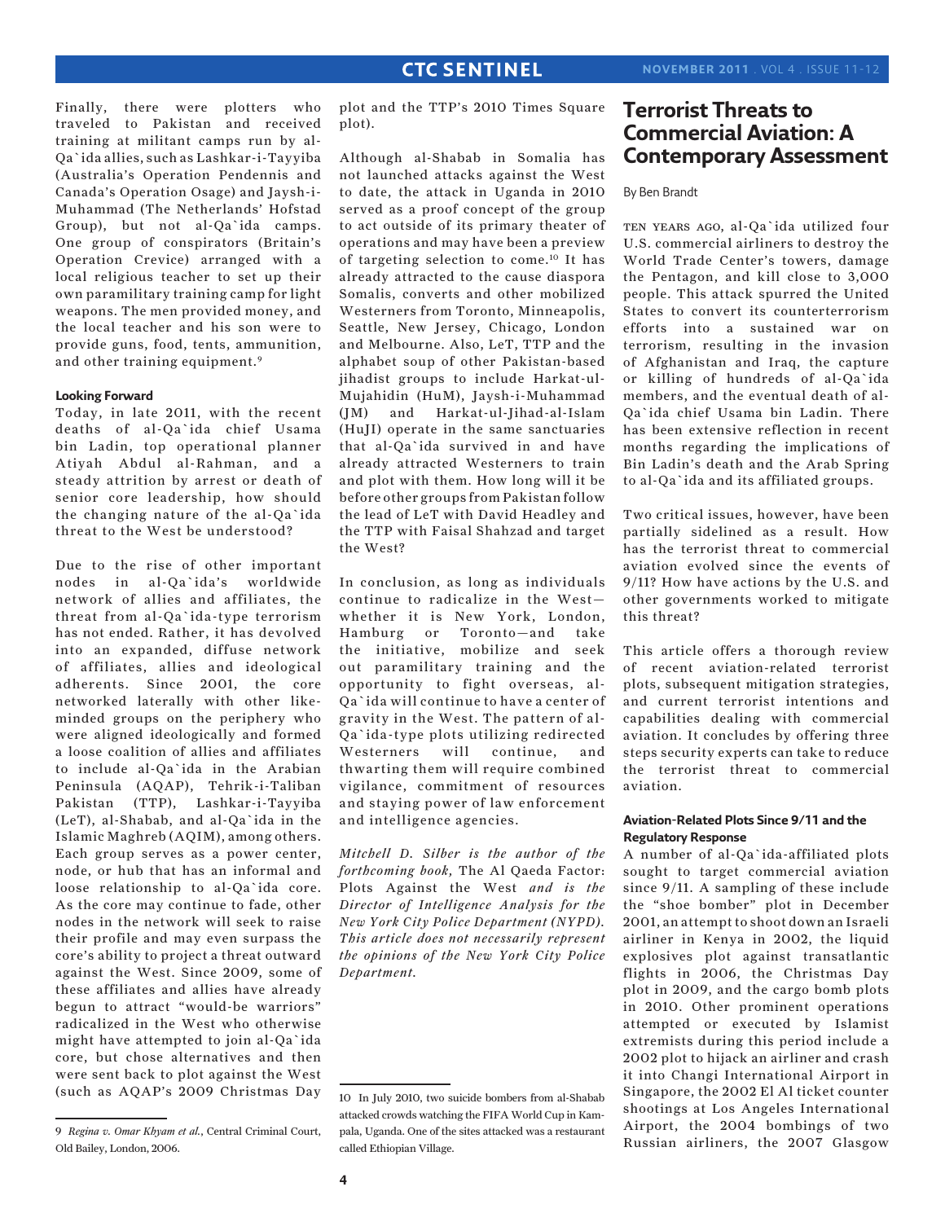Finally, there were plotters who traveled to Pakistan and received training at militant camps run by al-Qa`ida allies, such as Lashkar-i-Tayyiba (Australia's Operation Pendennis and Canada's Operation Osage) and Jaysh-i-Muhammad (The Netherlands' Hofstad Group), but not al-Qa`ida camps. One group of conspirators (Britain's Operation Crevice) arranged with a local religious teacher to set up their own paramilitary training camp for light weapons. The men provided money, and the local teacher and his son were to provide guns, food, tents, ammunition, and other training equipment.[9]

#### Looking Forward

Today, in late 2011, with the recent deaths of al-Qa`ida chief Usama bin Ladin, top operational planner Atiyah Abdul al-Rahman, and a steady attrition by arrest or death of senior core leadership, how should the changing nature of the al-Qa`ida threat to the West be understood?

Due to the rise of other important nodes in al-Qa`ida's worldwide network of allies and affiliates, the threat from al-Qa`ida-type terrorism has not ended. Rather, it has devolved into an expanded, diffuse network of affiliates, allies and ideological adherents. Since 2001, the core networked laterally with other like-minded groups on the periphery who were aligned ideologically and formed a loose coalition of allies and affiliates to include al-Qa`ida in the Arabian Peninsula (AQAP), Tehrik-i-Taliban Pakistan (TTP), Lashkar-i-Tayyiba (LeT), al-Shabab, and al-Qa`ida in the Islamic Maghreb (AQIM), among others. Each group serves as a power center, node, or hub that has an informal and loose relationship to al-Qa`ida core. As the core may continue to fade, other nodes in the network will seek to raise their profile and may even surpass the core's ability to project a threat outward against the West. Since 2009, some of these affiliates and allies have already begun to attract "would-be warriors" radicalized in the West who otherwise might have attempted to join al-Qa`ida core, but chose alternatives and then were sent back to plot against the West (such as AQAP's 2009 Christmas Day plot and the TTP's 2010 Times Square plot).

Although al-Shabab in Somalia has not launched attacks against the West to date, the attack in Uganda in 2010 served as a proof concept of the group to act outside of its primary theater of operations and may have been a preview of targeting selection to come.[10] It has already attracted to the cause diaspora Somalis, converts and other mobilized Westerners from Toronto, Minneapolis, Seattle, New Jersey, Chicago, London and Melbourne. Also, LeT, TTP and the alphabet soup of other Pakistan-based jihadist groups to include Harkat-ul-Mujahidin (HuM), Jaysh-i-Muhammad (JM) and Harkat-ul-Jihad-al-Islam (HuJI) operate in the same sanctuaries that al-Qa`ida survived in and have already attracted Westerners to train and plot with them. How long will it be before other groups from Pakistan follow the lead of LeT with David Headley and the TTP with Faisal Shahzad and target the West?

In conclusion, as long as individuals continue to radicalize in the West—whether it is New York, London, Hamburg or Toronto—and take the initiative, mobilize and seek out paramilitary training and the opportunity to fight overseas, al-Qa`ida will continue to have a center of gravity in the West. The pattern of al-Qa`ida-type plots utilizing redirected Westerners will continue, and thwarting them will require combined vigilance, commitment of resources and staying power of law enforcement and intelligence agencies.

*Mitchell D. Silber is the author of the forthcoming book,* The Al Qaeda Factor: Plots Against the West *and is the Director of Intelligence Analysis for the New York City Police Department (NYPD). This article does not necessarily represent the opinions of the New York City Police Department.*

9 *Regina v. Omar Khyam et al.*, Central Criminal Court, Old Bailey, London, 2006.

10 In July 2010, two suicide bombers from al-Shabab attacked crowds watching the FIFA World Cup in Kampala, Uganda. One of the sites attacked was a restaurant called Ethiopian Village.

# Terrorist Threats to Commercial Aviation: A Contemporary Assessment

By Ben Brandt

TEN YEARS AGO, al-Qa`ida utilized four U.S. commercial airliners to destroy the World Trade Center's towers, damage the Pentagon, and kill close to 3,000 people. This attack spurred the United States to convert its counterterrorism efforts into a sustained war on terrorism, resulting in the invasion of Afghanistan and Iraq, the capture or killing of hundreds of al-Qa`ida members, and the eventual death of al-Qa`ida chief Usama bin Ladin. There has been extensive reflection in recent months regarding the implications of Bin Ladin's death and the Arab Spring to al-Qa`ida and its affiliated groups.

Two critical issues, however, have been partially sidelined as a result. How has the terrorist threat to commercial aviation evolved since the events of 9/11? How have actions by the U.S. and other governments worked to mitigate this threat?

This article offers a thorough review of recent aviation-related terrorist plots, subsequent mitigation strategies, and current terrorist intentions and capabilities dealing with commercial aviation. It concludes by offering three steps security experts can take to reduce the terrorist threat to commercial aviation.

#### Aviation-Related Plots Since 9/11 and the Regulatory Response

A number of al-Qa`ida-affiliated plots sought to target commercial aviation since 9/11. A sampling of these include the "shoe bomber" plot in December 2001, an attempt to shoot down an Israeli airliner in Kenya in 2002, the liquid explosives plot against transatlantic flights in 2006, the Christmas Day plot in 2009, and the cargo bomb plots in 2010. Other prominent operations attempted or executed by Islamist extremists during this period include a 2002 plot to hijack an airliner and crash it into Changi International Airport in Singapore, the 2002 El Al ticket counter shootings at Los Angeles International Airport, the 2004 bombings of two Russian airliners, the 2007 Glasgow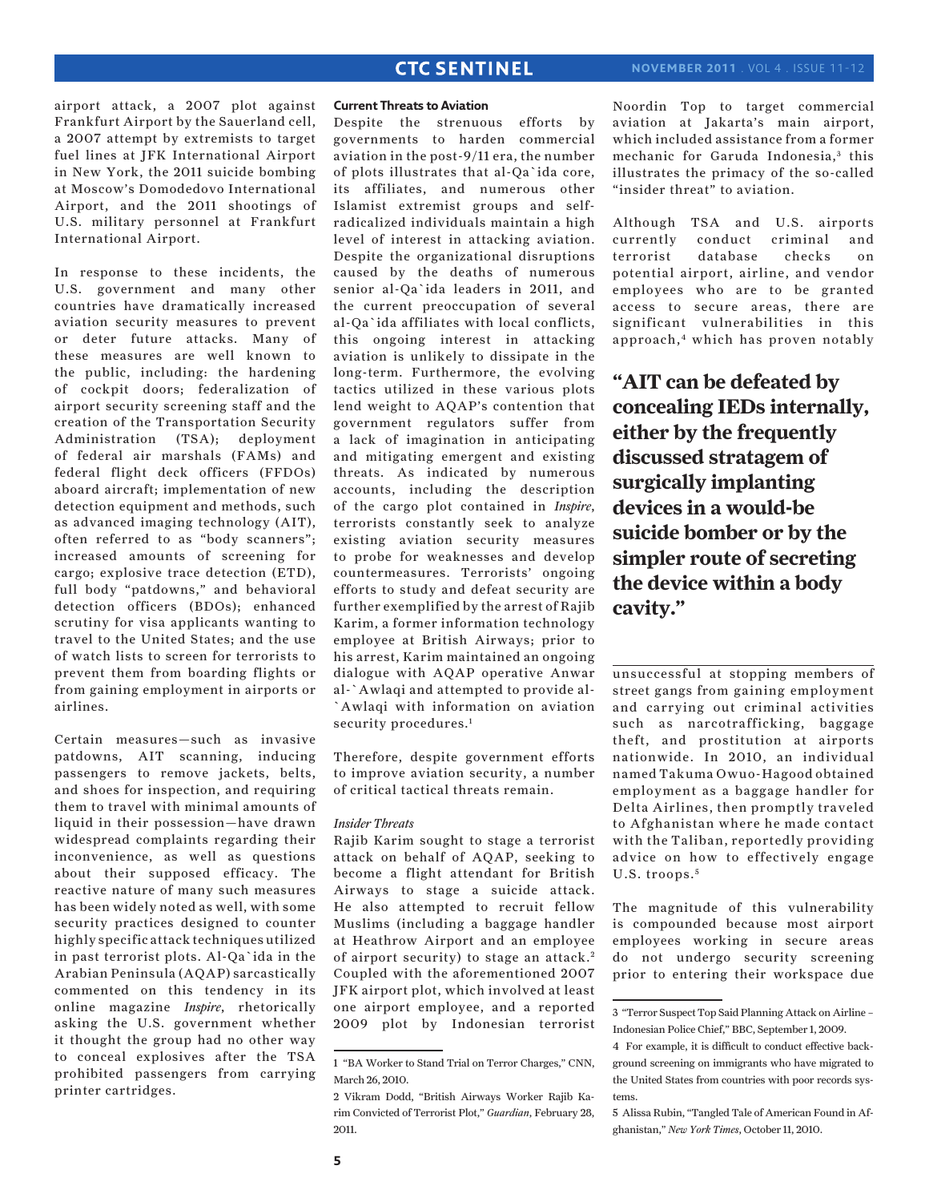airport attack, a 2007 plot against Frankfurt Airport by the Sauerland cell, a 2007 attempt by extremists to target fuel lines at JFK International Airport in New York, the 2011 suicide bombing at Moscow's Domodedovo International Airport, and the 2011 shootings of U.S. military personnel at Frankfurt International Airport.

In response to these incidents, the U.S. government and many other countries have dramatically increased aviation security measures to prevent or deter future attacks. Many of these measures are well known to the public, including: the hardening of cockpit doors; federalization of airport security screening staff and the creation of the Transportation Security Administration (TSA); deployment of federal air marshals (FAMs) and federal flight deck officers (FFDOs) aboard aircraft; implementation of new detection equipment and methods, such as advanced imaging technology (AIT), often referred to as "body scanners"; increased amounts of screening for cargo; explosive trace detection (ETD), full body "patdowns," and behavioral detection officers (BDOs); enhanced scrutiny for visa applicants wanting to travel to the United States; and the use of watch lists to screen for terrorists to prevent them from boarding flights or from gaining employment in airports or airlines.

Certain measures—such as invasive patdowns, AIT scanning, inducing passengers to remove jackets, belts, and shoes for inspection, and requiring them to travel with minimal amounts of liquid in their possession—have drawn widespread complaints regarding their inconvenience, as well as questions about their supposed efficacy. The reactive nature of many such measures has been widely noted as well, with some security practices designed to counter highly specific attack techniques utilized in past terrorist plots. Al-Qa`ida in the Arabian Peninsula (AQAP) sarcastically commented on this tendency in its online magazine *Inspire*, rhetorically asking the U.S. government whether it thought the group had no other way to conceal explosives after the TSA prohibited passengers from carrying printer cartridges.

### Current Threats to Aviation

Despite the strenuous efforts by governments to harden commercial aviation in the post-9/11 era, the number of plots illustrates that al-Qa`ida core, its affiliates, and numerous other Islamist extremist groups and self-radicalized individuals maintain a high level of interest in attacking aviation. Despite the organizational disruptions caused by the deaths of numerous senior al-Qa`ida leaders in 2011, and the current preoccupation of several al-Qa`ida affiliates with local conflicts, this ongoing interest in attacking aviation is unlikely to dissipate in the long-term. Furthermore, the evolving tactics utilized in these various plots lend weight to AQAP's contention that government regulators suffer from a lack of imagination in anticipating and mitigating emergent and existing threats. As indicated by numerous accounts, including the description of the cargo plot contained in *Inspire*, terrorists constantly seek to analyze existing aviation security measures to probe for weaknesses and develop countermeasures. Terrorists' ongoing efforts to study and defeat security are further exemplified by the arrest of Rajib Karim, a former information technology employee at British Airways; prior to his arrest, Karim maintained an ongoing dialogue with AQAP operative Anwar al-`Awlaqi and attempted to provide al-`Awlaqi with information on aviation security procedures.[1]

Therefore, despite government efforts to improve aviation security, a number of critical tactical threats remain.

#### *Insider Threats*

Rajib Karim sought to stage a terrorist attack on behalf of AQAP, seeking to become a flight attendant for British Airways to stage a suicide attack. He also attempted to recruit fellow Muslims (including a baggage handler at Heathrow Airport and an employee of airport security) to stage an attack.[2] Coupled with the aforementioned 2007 JFK airport plot, which involved at least one airport employee, and a reported 2009 plot by Indonesian terrorist Noordin Top to target commercial aviation at Jakarta's main airport, which included assistance from a former mechanic for Garuda Indonesia,[3] this illustrates the primacy of the so-called "insider threat" to aviation.

Although TSA and U.S. airports currently conduct criminal and terrorist database checks on potential airport, airline, and vendor employees who are to be granted access to secure areas, there are significant vulnerabilities in this approach,[4] which has proven notably unsuccessful at stopping members of street gangs from gaining employment and carrying out criminal activities such as narcotrafficking, baggage theft, and prostitution at airports nationwide. In 2010, an individual named Takuma Owuo-Hagood obtained employment as a baggage handler for Delta Airlines, then promptly traveled to Afghanistan where he made contact with the Taliban, reportedly providing advice on how to effectively engage U.S. troops.[5]

> **"AIT can be defeated by concealing IEDs internally, either by the frequently discussed stratagem of surgically implanting devices in a would-be suicide bomber or by the simpler route of secreting the device within a body cavity."**

The magnitude of this vulnerability is compounded because most airport employees working in secure areas do not undergo security screening prior to entering their workspace due

---

1 "BA Worker to Stand Trial on Terror Charges," CNN, March 26, 2010.

2 Vikram Dodd, "British Airways Worker Rajib Karim Convicted of Terrorist Plot," *Guardian*, February 28, 2011.

3 "Terror Suspect Top Said Planning Attack on Airline – Indonesian Police Chief," BBC, September 1, 2009.

4 For example, it is difficult to conduct effective background screening on immigrants who have migrated to the United States from countries with poor records systems.

5 Alissa Rubin, "Tangled Tale of American Found in Afghanistan," *New York Times*, October 11, 2010.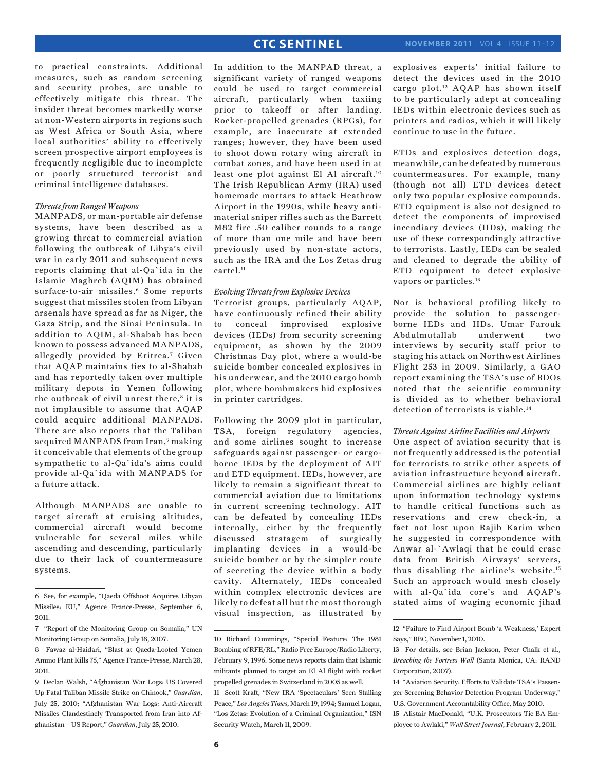to practical constraints. Additional measures, such as random screening and security probes, are unable to effectively mitigate this threat. The insider threat becomes markedly worse at non-Western airports in regions such as West Africa or South Asia, where local authorities' ability to effectively screen prospective airport employees is frequently negligible due to incomplete or poorly structured terrorist and criminal intelligence databases.

*Threats from Ranged Weapons*

MANPADS, or man-portable air defense systems, have been described as a growing threat to commercial aviation following the outbreak of Libya's civil war in early 2011 and subsequent news reports claiming that al-Qa`ida in the Islamic Maghreb (AQIM) has obtained surface-to-air missiles.[6] Some reports suggest that missiles stolen from Libyan arsenals have spread as far as Niger, the Gaza Strip, and the Sinai Peninsula. In addition to AQIM, al-Shabab has been known to possess advanced MANPADS, allegedly provided by Eritrea.[7] Given that AQAP maintains ties to al-Shabab and has reportedly taken over multiple military depots in Yemen following the outbreak of civil unrest there,[8] it is not implausible to assume that AQAP could acquire additional MANPADS. There are also reports that the Taliban acquired MANPADS from Iran,[9] making it conceivable that elements of the group sympathetic to al-Qa`ida's aims could provide al-Qa`ida with MANPADS for a future attack.

Although MANPADS are unable to target aircraft at cruising altitudes, commercial aircraft would become vulnerable for several miles while ascending and descending, particularly due to their lack of countermeasure systems.

In addition to the MANPAD threat, a significant variety of ranged weapons could be used to target commercial aircraft, particularly when taxiing prior to takeoff or after landing. Rocket-propelled grenades (RPGs), for example, are inaccurate at extended ranges; however, they have been used to shoot down rotary wing aircraft in combat zones, and have been used in at least one plot against El Al aircraft.[10] The Irish Republican Army (IRA) used homemade mortars to attack Heathrow Airport in the 1990s, while heavy anti-material sniper rifles such as the Barrett M82 fire .50 caliber rounds to a range of more than one mile and have been previously used by non-state actors, such as the IRA and the Los Zetas drug cartel.[11]

*Evolving Threats from Explosive Devices*

Terrorist groups, particularly AQAP, have continuously refined their ability to conceal improvised explosive devices (IEDs) from security screening equipment, as shown by the 2009 Christmas Day plot, where a would-be suicide bomber concealed explosives in his underwear, and the 2010 cargo bomb plot, where bombmakers hid explosives in printer cartridges.

Following the 2009 plot in particular, TSA, foreign regulatory agencies, and some airlines sought to increase safeguards against passenger- or cargo-borne IEDs by the deployment of AIT and ETD equipment. IEDs, however, are likely to remain a significant threat to commercial aviation due to limitations in current screening technology. AIT can be defeated by concealing IEDs internally, either by the frequently discussed stratagem of surgically implanting devices in a would-be suicide bomber or by the simpler route of secreting the device within a body cavity. Alternately, IEDs concealed within complex electronic devices are likely to defeat all but the most thorough visual inspection, as illustrated by explosives experts' initial failure to detect the devices used in the 2010 cargo plot.[12] AQAP has shown itself to be particularly adept at concealing IEDs within electronic devices such as printers and radios, which it will likely continue to use in the future.

ETDs and explosives detection dogs, meanwhile, can be defeated by numerous countermeasures. For example, many (though not all) ETD devices detect only two popular explosive compounds. ETD equipment is also not designed to detect the components of improvised incendiary devices (IIDs), making the use of these correspondingly attractive to terrorists. Lastly, IEDs can be sealed and cleaned to degrade the ability of ETD equipment to detect explosive vapors or particles.[13]

Nor is behavioral profiling likely to provide the solution to passenger-borne IEDs and IIDs. Umar Farouk Abdulmutallab underwent two interviews by security staff prior to staging his attack on Northwest Airlines Flight 253 in 2009. Similarly, a GAO report examining the TSA's use of BDOs noted that the scientific community is divided as to whether behavioral detection of terrorists is viable.[14]

*Threats Against Airline Facilities and Airports*

One aspect of aviation security that is not frequently addressed is the potential for terrorists to strike other aspects of aviation infrastructure beyond aircraft. Commercial airlines are highly reliant upon information technology systems to handle critical functions such as reservations and crew check-in, a fact not lost upon Rajib Karim when he suggested in correspondence with Anwar al-`Awlaqi that he could erase data from British Airways' servers, thus disabling the airline's website.[15] Such an approach would mesh closely with al-Qa`ida core's and AQAP's stated aims of waging economic jihad

---

6 See, for example, "Qaeda Offshoot Acquires Libyan Missiles: EU," Agence France-Presse, September 6, 2011.

7 "Report of the Monitoring Group on Somalia," UN Monitoring Group on Somalia, July 18, 2007.

8 Fawaz al-Haidari, "Blast at Qaeda-Looted Yemen Ammo Plant Kills 75," Agence France-Presse, March 28, 2011.

9 Declan Walsh, "Afghanistan War Logs: US Covered Up Fatal Taliban Missile Strike on Chinook," *Guardian*, July 25, 2010; "Afghanistan War Logs: Anti-Aircraft Missiles Clandestinely Transported from Iran into Afghanistan – US Report," *Guardian*, July 25, 2010.

10 Richard Cummings, "Special Feature: The 1981 Bombing of RFE/RL," Radio Free Europe/Radio Liberty, February 9, 1996. Some news reports claim that Islamic militants planned to target an El Al flight with rocket propelled grenades in Switzerland in 2005 as well.

11 Scott Kraft, "New IRA 'Spectaculars' Seen Stalling Peace," *Los Angeles Times*, March 19, 1994; Samuel Logan, "Los Zetas: Evolution of a Criminal Organization," ISN Security Watch, March 11, 2009.

12 "Failure to Find Airport Bomb 'a Weakness,' Expert Says," BBC, November 1, 2010.

13 For details, see Brian Jackson, Peter Chalk et al., *Breaching the Fortress Wall* (Santa Monica, CA: RAND Corporation, 2007).

14 "Aviation Security: Efforts to Validate TSA's Passenger Screening Behavior Detection Program Underway," U.S. Government Accountability Office, May 2010.

15 Alistair MacDonald, "U.K. Prosecutors Tie BA Employee to Awlaki," *Wall Street Journal*, February 2, 2011.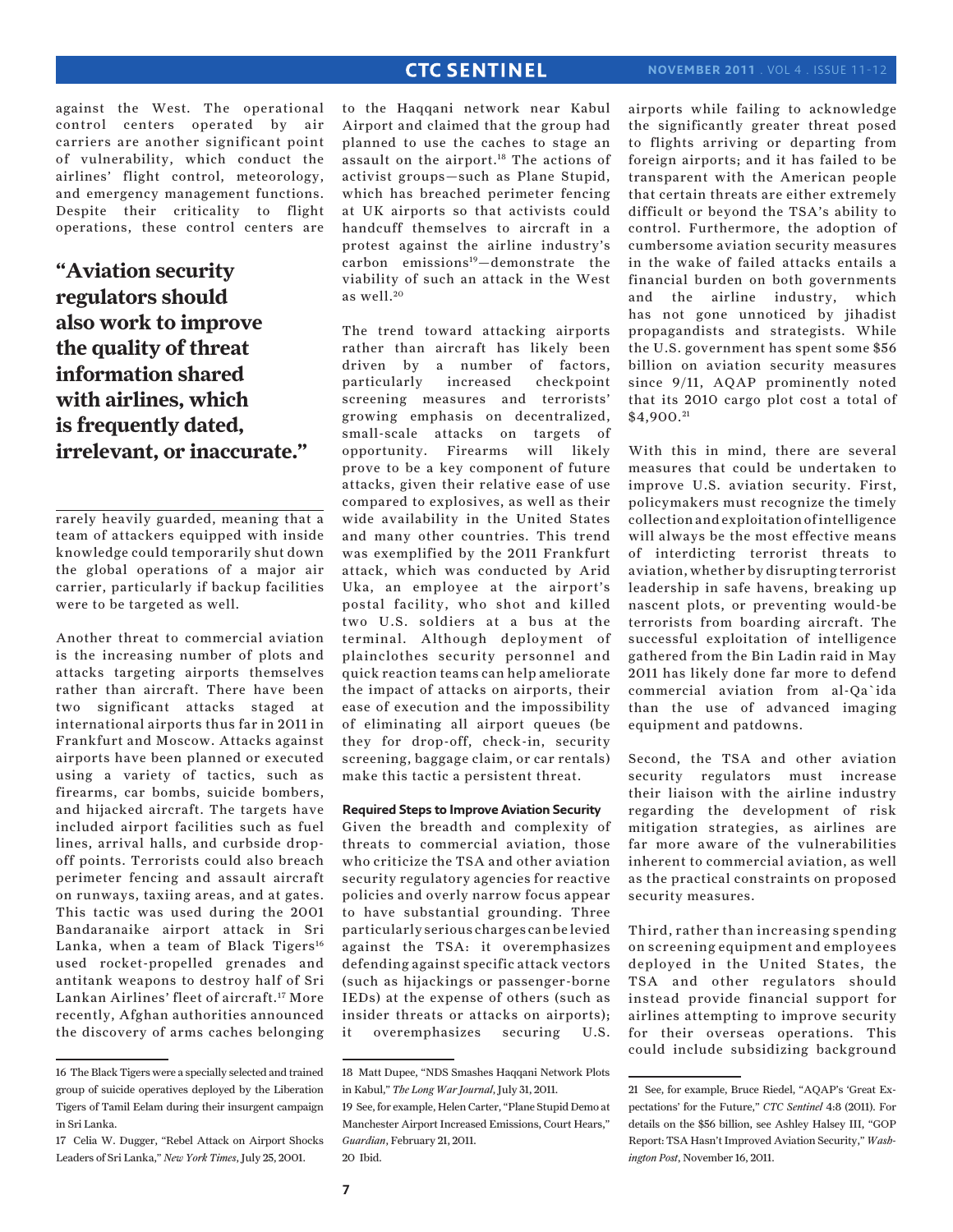against the West. The operational control centers operated by air carriers are another significant point of vulnerability, which conduct the airlines' flight control, meteorology, and emergency management functions. Despite their criticality to flight operations, these control centers are rarely heavily guarded, meaning that a team of attackers equipped with inside knowledge could temporarily shut down the global operations of a major air carrier, particularly if backup facilities were to be targeted as well.

> **"Aviation security regulators should also work to improve the quality of threat information shared with airlines, which is frequently dated, irrelevant, or inaccurate."**

Another threat to commercial aviation is the increasing number of plots and attacks targeting airports themselves rather than aircraft. There have been two significant attacks staged at international airports thus far in 2011 in Frankfurt and Moscow. Attacks against airports have been planned or executed using a variety of tactics, such as firearms, car bombs, suicide bombers, and hijacked aircraft. The targets have included airport facilities such as fuel lines, arrival halls, and curbside drop-off points. Terrorists could also breach perimeter fencing and assault aircraft on runways, taxiing areas, and at gates. This tactic was used during the 2001 Bandaranaike airport attack in Sri Lanka, when a team of Black Tigers[16] used rocket-propelled grenades and antitank weapons to destroy half of Sri Lankan Airlines' fleet of aircraft.[17] More recently, Afghan authorities announced the discovery of arms caches belonging to the Haqqani network near Kabul Airport and claimed that the group had planned to use the caches to stage an assault on the airport.[18] The actions of activist groups—such as Plane Stupid, which has breached perimeter fencing at UK airports so that activists could handcuff themselves to aircraft in a protest against the airline industry's carbon emissions[19]—demonstrate the viability of such an attack in the West as well.[20]

The trend toward attacking airports rather than aircraft has likely been driven by a number of factors, particularly increased checkpoint screening measures and terrorists' growing emphasis on decentralized, small-scale attacks on targets of opportunity. Firearms will likely prove to be a key component of future attacks, given their relative ease of use compared to explosives, as well as their wide availability in the United States and many other countries. This trend was exemplified by the 2011 Frankfurt attack, which was conducted by Arid Uka, an employee at the airport's postal facility, who shot and killed two U.S. soldiers at a bus at the terminal. Although deployment of plainclothes security personnel and quick reaction teams can help ameliorate the impact of attacks on airports, their ease of execution and the impossibility of eliminating all airport queues (be they for drop-off, check-in, security screening, baggage claim, or car rentals) make this tactic a persistent threat.

### Required Steps to Improve Aviation Security

Given the breadth and complexity of threats to commercial aviation, those who criticize the TSA and other aviation security regulatory agencies for reactive policies and overly narrow focus appear to have substantial grounding. Three particularly serious charges can be levied against the TSA: it overemphasizes defending against specific attack vectors (such as hijackings or passenger-borne IEDs) at the expense of others (such as insider threats or attacks on airports); it overemphasizes securing U.S. airports while failing to acknowledge the significantly greater threat posed to flights arriving or departing from foreign airports; and it has failed to be transparent with the American people that certain threats are either extremely difficult or beyond the TSA's ability to control. Furthermore, the adoption of cumbersome aviation security measures in the wake of failed attacks entails a financial burden on both governments and the airline industry, which has not gone unnoticed by jihadist propagandists and strategists. While the U.S. government has spent some $56 billion on aviation security measures since 9/11, AQAP prominently noted that its 2010 cargo plot cost a total of $4,900.[21]

With this in mind, there are several measures that could be undertaken to improve U.S. aviation security. First, policymakers must recognize the timely collection and exploitation of intelligence will always be the most effective means of interdicting terrorist threats to aviation, whether by disrupting terrorist leadership in safe havens, breaking up nascent plots, or preventing would-be terrorists from boarding aircraft. The successful exploitation of intelligence gathered from the Bin Ladin raid in May 2011 has likely done far more to defend commercial aviation from al-Qa`ida than the use of advanced imaging equipment and patdowns.

Second, the TSA and other aviation security regulators must increase their liaison with the airline industry regarding the development of risk mitigation strategies, as airlines are far more aware of the vulnerabilities inherent to commercial aviation, as well as the practical constraints on proposed security measures.

Third, rather than increasing spending on screening equipment and employees deployed in the United States, the TSA and other regulators should instead provide financial support for airlines attempting to improve security for their overseas operations. This could include subsidizing background

---

16 The Black Tigers were a specially selected and trained group of suicide operatives deployed by the Liberation Tigers of Tamil Eelam during their insurgent campaign in Sri Lanka.

17 Celia W. Dugger, "Rebel Attack on Airport Shocks Leaders of Sri Lanka," *New York Times*, July 25, 2001.

18 Matt Dupee, "NDS Smashes Haqqani Network Plots in Kabul," *The Long War Journal*, July 31, 2011.

19 See, for example, Helen Carter, "Plane Stupid Demo at Manchester Airport Increased Emissions, Court Hears," *Guardian*, February 21, 2011.

20 Ibid.

21 See, for example, Bruce Riedel, "AQAP's 'Great Expectations' for the Future," *CTC Sentinel* 4:8 (2011). For details on the $56 billion, see Ashley Halsey III, "GOP Report: TSA Hasn't Improved Aviation Security," *Washington Post*, November 16, 2011.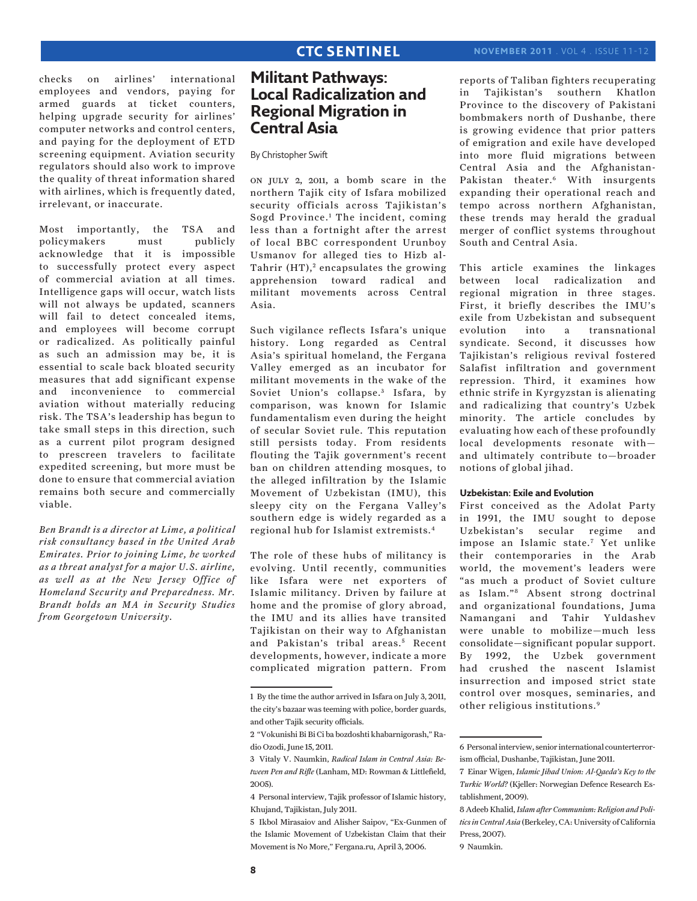checks on airlines' international employees and vendors, paying for armed guards at ticket counters, helping upgrade security for airlines' computer networks and control centers, and paying for the deployment of ETD screening equipment. Aviation security regulators should also work to improve the quality of threat information shared with airlines, which is frequently dated, irrelevant, or inaccurate.

Most importantly, the TSA and policymakers must publicly acknowledge that it is impossible to successfully protect every aspect of commercial aviation at all times. Intelligence gaps will occur, watch lists will not always be updated, scanners will fail to detect concealed items, and employees will become corrupt or radicalized. As politically painful as such an admission may be, it is essential to scale back bloated security measures that add significant expense and inconvenience to commercial aviation without materially reducing risk. The TSA's leadership has begun to take small steps in this direction, such as a current pilot program designed to prescreen travelers to facilitate expedited screening, but more must be done to ensure that commercial aviation remains both secure and commercially viable.

*Ben Brandt is a director at Lime, a political risk consultancy based in the United Arab Emirates. Prior to joining Lime, he worked as a threat analyst for a major U.S. airline, as well as at the New Jersey Office of Homeland Security and Preparedness. Mr. Brandt holds an MA in Security Studies from Georgetown University.*

# Militant Pathways: Local Radicalization and Regional Migration in Central Asia

By Christopher Swift

On July 2, 2011, a bomb scare in the northern Tajik city of Isfara mobilized security officials across Tajikistan's Sogd Province.[1] The incident, coming less than a fortnight after the arrest of local BBC correspondent Urunboy Usmanov for alleged ties to Hizb al-Tahrir (HT),[2] encapsulates the growing apprehension toward radical and militant movements across Central Asia.

Such vigilance reflects Isfara's unique history. Long regarded as Central Asia's spiritual homeland, the Fergana Valley emerged as an incubator for militant movements in the wake of the Soviet Union's collapse.[3] Isfara, by comparison, was known for Islamic fundamentalism even during the height of secular Soviet rule. This reputation still persists today. From residents flouting the Tajik government's recent ban on children attending mosques, to the alleged infiltration by the Islamic Movement of Uzbekistan (IMU), this sleepy city on the Fergana Valley's southern edge is widely regarded as a regional hub for Islamist extremists.[4]

The role of these hubs of militancy is evolving. Until recently, communities like Isfara were net exporters of Islamic militancy. Driven by failure at home and the promise of glory abroad, the IMU and its allies have transited Tajikistan on their way to Afghanistan and Pakistan's tribal areas.[5] Recent developments, however, indicate a more complicated migration pattern. From reports of Taliban fighters recuperating in Tajikistan's southern Khatlon Province to the discovery of Pakistani bombmakers north of Dushanbe, there is growing evidence that prior patters of emigration and exile have developed into more fluid migrations between Central Asia and the Afghanistan-Pakistan theater.[6] With insurgents expanding their operational reach and tempo across northern Afghanistan, these trends may herald the gradual merger of conflict systems throughout South and Central Asia.

This article examines the linkages between local radicalization and regional migration in three stages. First, it briefly describes the IMU's exile from Uzbekistan and subsequent evolution into a transnational syndicate. Second, it discusses how Tajikistan's religious revival fostered Salafist infiltration and government repression. Third, it examines how ethnic strife in Kyrgyzstan is alienating and radicalizing that country's Uzbek minority. The article concludes by evaluating how each of these profoundly local developments resonate with—and ultimately contribute to—broader notions of global jihad.

### Uzbekistan: Exile and Evolution

First conceived as the Adolat Party in 1991, the IMU sought to depose Uzbekistan's secular regime and impose an Islamic state.[7] Yet unlike their contemporaries in the Arab world, the movement's leaders were "as much a product of Soviet culture as Islam."[8] Absent strong doctrinal and organizational foundations, Juma Namangani and Tahir Yuldashev were unable to mobilize—much less consolidate—significant popular support. By 1992, the Uzbek government had crushed the nascent Islamist insurrection and imposed strict state control over mosques, seminaries, and other religious institutions.[9]

---

1 By the time the author arrived in Isfara on July 3, 2011, the city's bazaar was teeming with police, border guards, and other Tajik security officials.

2 "Vokunishi Bi Bi Ci ba bozdoshti khabarnigorash," Radio Ozodi, June 15, 2011.

3 Vitaly V. Naumkin, *Radical Islam in Central Asia: Between Pen and Rifle* (Lanham, MD: Rowman & Littlefield, 2005).

4 Personal interview, Tajik professor of Islamic history, Khujand, Tajikistan, July 2011.

5 Ikbol Mirasaiov and Alisher Saipov, "Ex-Gunmen of the Islamic Movement of Uzbekistan Claim that their Movement is No More," Fergana.ru, April 3, 2006.

6 Personal interview, senior international counterterrorism official, Dushanbe, Tajikistan, June 2011.

7 Einar Wigen, *Islamic Jihad Union: Al-Qaeda's Key to the Turkic World?* (Kjeller: Norwegian Defence Research Establishment, 2009).

8 Adeeb Khalid, *Islam after Communism: Religion and Politics in Central Asia* (Berkeley, CA: University of California Press, 2007).

9 Naumkin.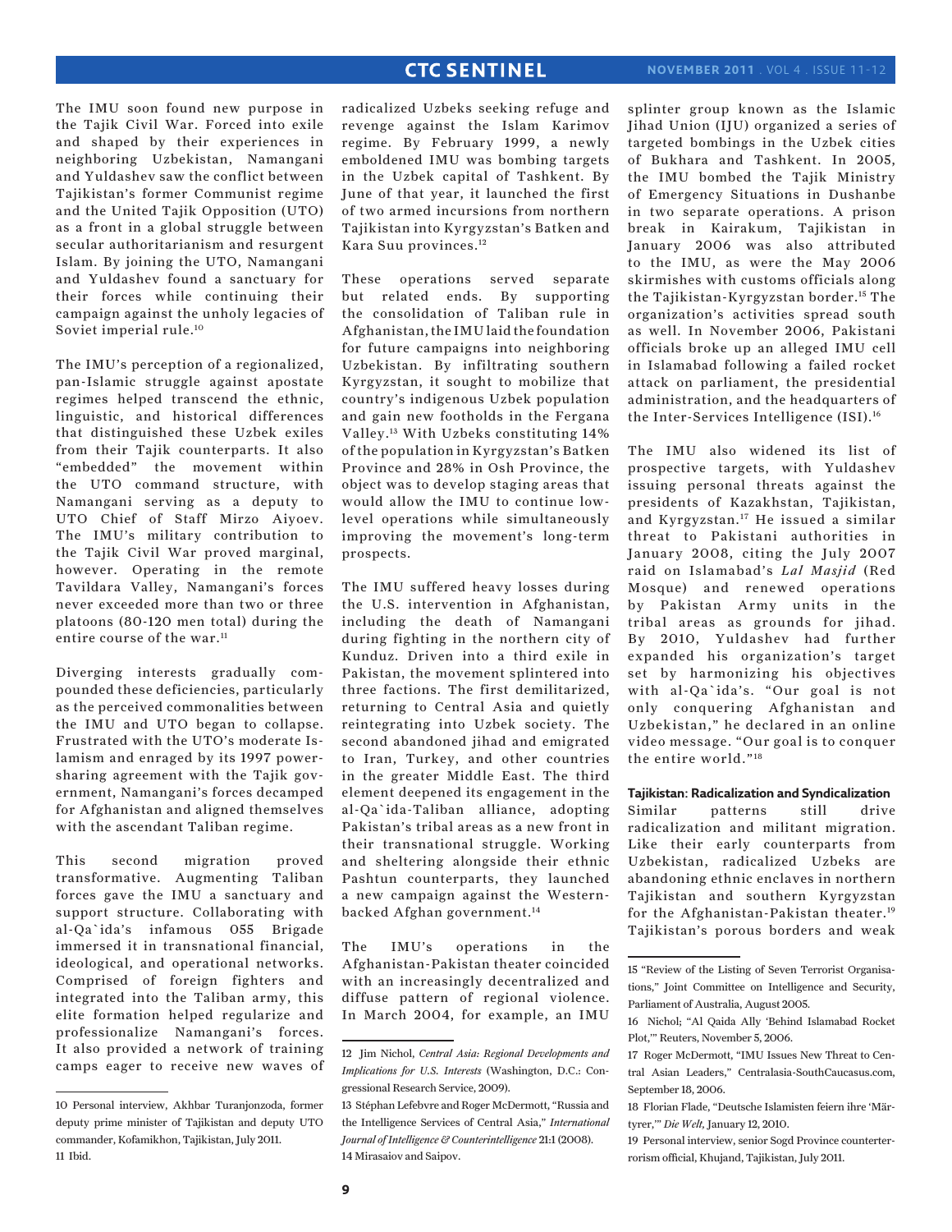The IMU soon found new purpose in the Tajik Civil War. Forced into exile and shaped by their experiences in neighboring Uzbekistan, Namangani and Yuldashev saw the conflict between Tajikistan's former Communist regime and the United Tajik Opposition (UTO) as a front in a global struggle between secular authoritarianism and resurgent Islam. By joining the UTO, Namangani and Yuldashev found a sanctuary for their forces while continuing their campaign against the unholy legacies of Soviet imperial rule.[10]

The IMU's perception of a regionalized, pan-Islamic struggle against apostate regimes helped transcend the ethnic, linguistic, and historical differences that distinguished these Uzbek exiles from their Tajik counterparts. It also "embedded" the movement within the UTO command structure, with Namangani serving as a deputy to UTO Chief of Staff Mirzo Aiyoev. The IMU's military contribution to the Tajik Civil War proved marginal, however. Operating in the remote Tavildara Valley, Namangani's forces never exceeded more than two or three platoons (80-120 men total) during the entire course of the war.[11]

Diverging interests gradually compounded these deficiencies, particularly as the perceived commonalities between the IMU and UTO began to collapse. Frustrated with the UTO's moderate Islamism and enraged by its 1997 power-sharing agreement with the Tajik government, Namangani's forces decamped for Afghanistan and aligned themselves with the ascendant Taliban regime.

This second migration proved transformative. Augmenting Taliban forces gave the IMU a sanctuary and support structure. Collaborating with al-Qa`ida's infamous 055 Brigade immersed it in transnational financial, ideological, and operational networks. Comprised of foreign fighters and integrated into the Taliban army, this elite formation helped regularize and professionalize Namangani's forces. It also provided a network of training camps eager to receive new waves of radicalized Uzbeks seeking refuge and revenge against the Islam Karimov regime. By February 1999, a newly emboldened IMU was bombing targets in the Uzbek capital of Tashkent. By June of that year, it launched the first of two armed incursions from northern Tajikistan into Kyrgyzstan's Batken and Kara Suu provinces.[12]

These operations served separate but related ends. By supporting the consolidation of Taliban rule in Afghanistan, the IMU laid the foundation for future campaigns into neighboring Uzbekistan. By infiltrating southern Kyrgyzstan, it sought to mobilize that country's indigenous Uzbek population and gain new footholds in the Fergana Valley.[13] With Uzbeks constituting 14% of the population in Kyrgyzstan's Batken Province and 28% in Osh Province, the object was to develop staging areas that would allow the IMU to continue low-level operations while simultaneously improving the movement's long-term prospects.

The IMU suffered heavy losses during the U.S. intervention in Afghanistan, including the death of Namangani during fighting in the northern city of Kunduz. Driven into a third exile in Pakistan, the movement splintered into three factions. The first demilitarized, returning to Central Asia and quietly reintegrating into Uzbek society. The second abandoned jihad and emigrated to Iran, Turkey, and other countries in the greater Middle East. The third element deepened its engagement in the al-Qa`ida-Taliban alliance, adopting Pakistan's tribal areas as a new front in their transnational struggle. Working and sheltering alongside their ethnic Pashtun counterparts, they launched a new campaign against the Western-backed Afghan government.[14]

The IMU's operations in the Afghanistan-Pakistan theater coincided with an increasingly decentralized and diffuse pattern of regional violence. In March 2004, for example, an IMU splinter group known as the Islamic Jihad Union (IJU) organized a series of targeted bombings in the Uzbek cities of Bukhara and Tashkent. In 2005, the IMU bombed the Tajik Ministry of Emergency Situations in Dushanbe in two separate operations. A prison break in Kairakum, Tajikistan in January 2006 was also attributed to the IMU, as were the May 2006 skirmishes with customs officials along the Tajikistan-Kyrgyzstan border.[15] The organization's activities spread south as well. In November 2006, Pakistani officials broke up an alleged IMU cell in Islamabad following a failed rocket attack on parliament, the presidential administration, and the headquarters of the Inter-Services Intelligence (ISI).[16]

The IMU also widened its list of prospective targets, with Yuldashev issuing personal threats against the presidents of Kazakhstan, Tajikistan, and Kyrgyzstan.[17] He issued a similar threat to Pakistani authorities in January 2008, citing the July 2007 raid on Islamabad's *Lal Masjid* (Red Mosque) and renewed operations by Pakistan Army units in the tribal areas as grounds for jihad. By 2010, Yuldashev had further expanded his organization's target set by harmonizing his objectives with al-Qa`ida's. "Our goal is not only conquering Afghanistan and Uzbekistan," he declared in an online video message. "Our goal is to conquer the entire world."[18]

**Tajikistan: Radicalization and Syndicalization**

Similar patterns still drive radicalization and militant migration. Like their early counterparts from Uzbekistan, radicalized Uzbeks are abandoning ethnic enclaves in northern Tajikistan and southern Kyrgyzstan for the Afghanistan-Pakistan theater.[19] Tajikistan's porous borders and weak

---

10 Personal interview, Akhbar Turanjonzoda, former deputy prime minister of Tajikistan and deputy UTO commander, Kofamikhon, Tajikistan, July 2011.

11 Ibid.

12 Jim Nichol, *Central Asia: Regional Developments and Implications for U.S. Interests* (Washington, D.C.: Congressional Research Service, 2009).

13 Stéphan Lefebvre and Roger McDermott, "Russia and the Intelligence Services of Central Asia," *International Journal of Intelligence & Counterintelligence* 21:1 (2008).

14 Mirasaiov and Saipov.

15 "Review of the Listing of Seven Terrorist Organisations," Joint Committee on Intelligence and Security, Parliament of Australia, August 2005.

16 Nichol; "Al Qaida Ally 'Behind Islamabad Rocket Plot,'" Reuters, November 5, 2006.

17 Roger McDermott, "IMU Issues New Threat to Central Asian Leaders," Centralasia-SouthCaucasus.com, September 18, 2006.

18 Florian Flade, "Deutsche Islamisten feiern ihre 'Märtyrer,'" *Die Welt*, January 12, 2010.

19 Personal interview, senior Sogd Province counterterrorism official, Khujand, Tajikistan, July 2011.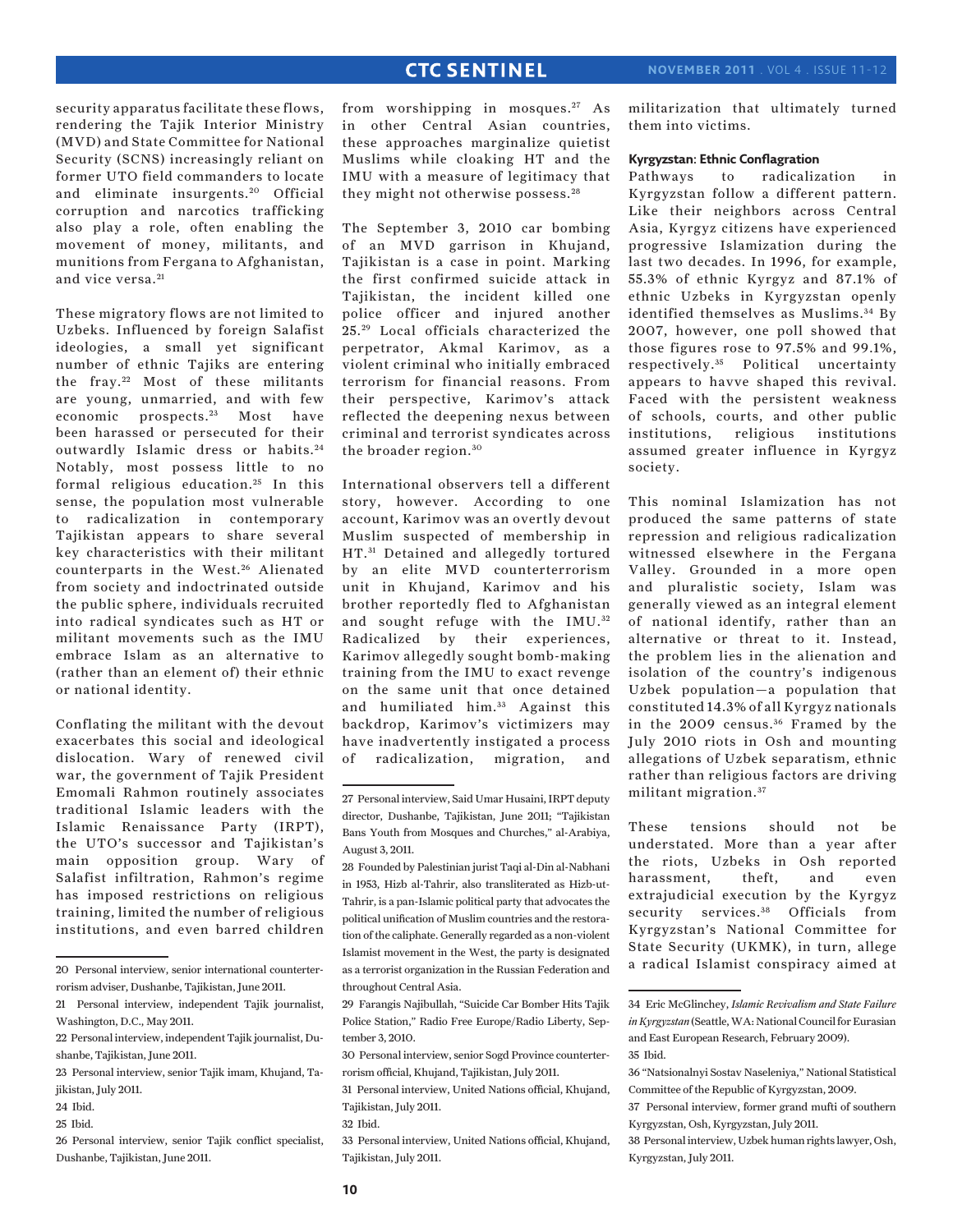security apparatus facilitate these flows, rendering the Tajik Interior Ministry (MVD) and State Committee for National Security (SCNS) increasingly reliant on former UTO field commanders to locate and eliminate insurgents.[20] Official corruption and narcotics trafficking also play a role, often enabling the movement of money, militants, and munitions from Fergana to Afghanistan, and vice versa.[21]

These migratory flows are not limited to Uzbeks. Influenced by foreign Salafist ideologies, a small yet significant number of ethnic Tajiks are entering the fray.[22] Most of these militants are young, unmarried, and with few economic prospects.[23] Most have been harassed or persecuted for their outwardly Islamic dress or habits.[24] Notably, most possess little to no formal religious education.[25] In this sense, the population most vulnerable to radicalization in contemporary Tajikistan appears to share several key characteristics with their militant counterparts in the West.[26] Alienated from society and indoctrinated outside the public sphere, individuals recruited into radical syndicates such as HT or militant movements such as the IMU embrace Islam as an alternative to (rather than an element of) their ethnic or national identity.

Conflating the militant with the devout exacerbates this social and ideological dislocation. Wary of renewed civil war, the government of Tajik President Emomali Rahmon routinely associates traditional Islamic leaders with the Islamic Renaissance Party (IRPT), the UTO's successor and Tajikistan's main opposition group. Wary of Salafist infiltration, Rahmon's regime has imposed restrictions on religious training, limited the number of religious institutions, and even barred children from worshipping in mosques.[27] As in other Central Asian countries, these approaches marginalize quietist Muslims while cloaking HT and the IMU with a measure of legitimacy that they might not otherwise possess.[28]

The September 3, 2010 car bombing of an MVD garrison in Khujand, Tajikistan is a case in point. Marking the first confirmed suicide attack in Tajikistan, the incident killed one police officer and injured another 25.[29] Local officials characterized the perpetrator, Akmal Karimov, as a violent criminal who initially embraced terrorism for financial reasons. From their perspective, Karimov's attack reflected the deepening nexus between criminal and terrorist syndicates across the broader region.[30]

International observers tell a different story, however. According to one account, Karimov was an overtly devout Muslim suspected of membership in HT.[31] Detained and allegedly tortured by an elite MVD counterterrorism unit in Khujand, Karimov and his brother reportedly fled to Afghanistan and sought refuge with the IMU.[32] Radicalized by their experiences, Karimov allegedly sought bomb-making training from the IMU to exact revenge on the same unit that once detained and humiliated him.[33] Against this backdrop, Karimov's victimizers may have inadvertently instigated a process of radicalization, migration, and militarization that ultimately turned them into victims.

### Kyrgyzstan: Ethnic Conflagration

Pathways to radicalization in Kyrgyzstan follow a different pattern. Like their neighbors across Central Asia, Kyrgyz citizens have experienced progressive Islamization during the last two decades. In 1996, for example, 55.3% of ethnic Kyrgyz and 87.1% of ethnic Uzbeks in Kyrgyzstan openly identified themselves as Muslims.[34] By 2007, however, one poll showed that those figures rose to 97.5% and 99.1%, respectively.[35] Political uncertainty appears to havve shaped this revival. Faced with the persistent weakness of schools, courts, and other public institutions, religious institutions assumed greater influence in Kyrgyz society.

This nominal Islamization has not produced the same patterns of state repression and religious radicalization witnessed elsewhere in the Fergana Valley. Grounded in a more open and pluralistic society, Islam was generally viewed as an integral element of national identify, rather than an alternative or threat to it. Instead, the problem lies in the alienation and isolation of the country's indigenous Uzbek population—a population that constituted 14.3% of all Kyrgyz nationals in the 2009 census.[36] Framed by the July 2010 riots in Osh and mounting allegations of Uzbek separatism, ethnic rather than religious factors are driving militant migration.[37]

These tensions should not be understated. More than a year after the riots, Uzbeks in Osh reported harassment, theft, and even extrajudicial execution by the Kyrgyz security services.[38] Officials from Kyrgyzstan's National Committee for State Security (UKMK), in turn, allege a radical Islamist conspiracy aimed at

---

20 Personal interview, senior international counterterrorism adviser, Dushanbe, Tajikistan, June 2011.

21 Personal interview, independent Tajik journalist, Washington, D.C., May 2011.

22 Personal interview, independent Tajik journalist, Dushanbe, Tajikistan, June 2011.

23 Personal interview, senior Tajik imam, Khujand, Tajikistan, July 2011.

24 Ibid.

25 Ibid.

26 Personal interview, senior Tajik conflict specialist, Dushanbe, Tajikistan, June 2011.

27 Personal interview, Said Umar Husaini, IRPT deputy director, Dushanbe, Tajikistan, June 2011; "Tajikistan Bans Youth from Mosques and Churches," al-Arabiya, August 3, 2011.

28 Founded by Palestinian jurist Taqi al-Din al-Nabhani in 1953, Hizb al-Tahrir, also transliterated as Hizb-ut-Tahrir, is a pan-Islamic political party that advocates the political unification of Muslim countries and the restoration of the caliphate. Generally regarded as a non-violent Islamist movement in the West, the party is designated as a terrorist organization in the Russian Federation and throughout Central Asia.

29 Farangis Najibullah, "Suicide Car Bomber Hits Tajik Police Station," Radio Free Europe/Radio Liberty, September 3, 2010.

30 Personal interview, senior Sogd Province counterterrorism official, Khujand, Tajikistan, July 2011.

31 Personal interview, United Nations official, Khujand, Tajikistan, July 2011.

32 Ibid.

33 Personal interview, United Nations official, Khujand, Tajikistan, July 2011.

34 Eric McGlinchey, *Islamic Revivalism and State Failure in Kyrgyzstan* (Seattle, WA: National Council for Eurasian and East European Research, February 2009).

35 Ibid.

36 "Natsionalnyi Sostav Naseleniya," National Statistical Committee of the Republic of Kyrgyzstan, 2009.

37 Personal interview, former grand mufti of southern Kyrgyzstan, Osh, Kyrgyzstan, July 2011.

38 Personal interview, Uzbek human rights lawyer, Osh, Kyrgyzstan, July 2011.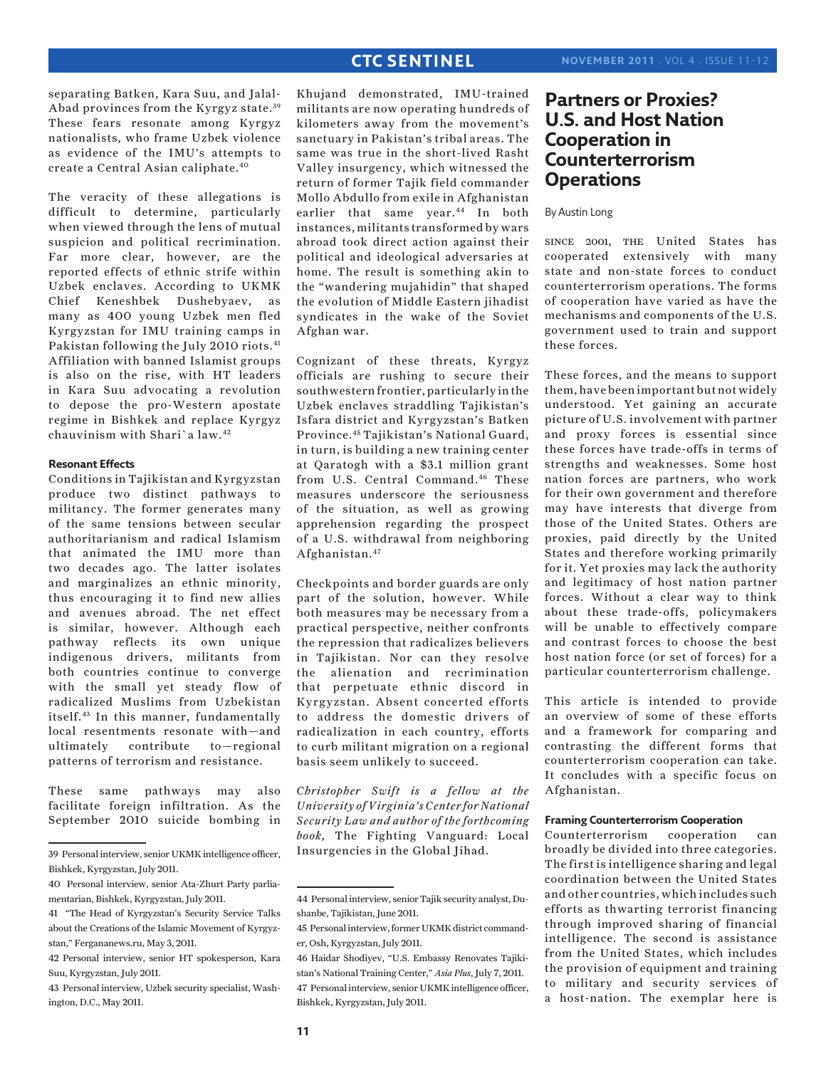separating Batken, Kara Suu, and Jalal-Abad provinces from the Kyrgyz state.[39] These fears resonate among Kyrgyz nationalists, who frame Uzbek violence as evidence of the IMU's attempts to create a Central Asian caliphate.[40]

The veracity of these allegations is difficult to determine, particularly when viewed through the lens of mutual suspicion and political recrimination. Far more clear, however, are the reported effects of ethnic strife within Uzbek enclaves. According to UKMK Chief Keneshbek Dushebyaev, as many as 400 young Uzbek men fled Kyrgyzstan for IMU training camps in Pakistan following the July 2010 riots.[41] Affiliation with banned Islamist groups is also on the rise, with HT leaders in Kara Suu advocating a revolution to depose the pro-Western apostate regime in Bishkek and replace Kyrgyz chauvinism with Shari`a law.[42]

#### Resonant Effects

Conditions in Tajikistan and Kyrgyzstan produce two distinct pathways to militancy. The former generates many of the same tensions between secular authoritarianism and radical Islamism that animated the IMU more than two decades ago. The latter isolates and marginalizes an ethnic minority, thus encouraging it to find new allies and avenues abroad. The net effect is similar, however. Although each pathway reflects its own unique indigenous drivers, militants from both countries continue to converge with the small yet steady flow of radicalized Muslims from Uzbekistan itself.[43] In this manner, fundamentally local resentments resonate with—and ultimately contribute to—regional patterns of terrorism and resistance.

These same pathways may also facilitate foreign infiltration. As the September 2010 suicide bombing in Khujand demonstrated, IMU-trained militants are now operating hundreds of kilometers away from the movement's sanctuary in Pakistan's tribal areas. The same was true in the short-lived Rasht Valley insurgency, which witnessed the return of former Tajik field commander Mollo Abdullo from exile in Afghanistan earlier that same year.[44] In both instances, militants transformed by wars abroad took direct action against their political and ideological adversaries at home. The result is something akin to the "wandering mujahidin" that shaped the evolution of Middle Eastern jihadist syndicates in the wake of the Soviet Afghan war.

Cognizant of these threats, Kyrgyz officials are rushing to secure their southwestern frontier, particularly in the Uzbek enclaves straddling Tajikistan's Isfara district and Kyrgyzstan's Batken Province.[45] Tajikistan's National Guard, in turn, is building a new training center at Qaratogh with a $3.1 million grant from U.S. Central Command.[46] These measures underscore the seriousness of the situation, as well as growing apprehension regarding the prospect of a U.S. withdrawal from neighboring Afghanistan.[47]

Checkpoints and border guards are only part of the solution, however. While both measures may be necessary from a practical perspective, neither confronts the repression that radicalizes believers in Tajikistan. Nor can they resolve the alienation and recrimination that perpetuate ethnic discord in Kyrgyzstan. Absent concerted efforts to address the domestic drivers of radicalization in each country, efforts to curb militant migration on a regional basis seem unlikely to succeed.

*Christopher Swift is a fellow at the University of Virginia's Center for National Security Law and author of the forthcoming book,* The Fighting Vanguard: Local Insurgencies in the Global Jihad.

39 Personal interview, senior UKMK intelligence officer, Bishkek, Kyrgyzstan, July 2011.

40 Personal interview, senior Ata-Zhurt Party parliamentarian, Bishkek, Kyrgyzstan, July 2011.

41 "The Head of Kyrgyzstan's Security Service Talks about the Creations of the Islamic Movement of Kyrgyzstan," Fergananews.ru, May 3, 2011.

42 Personal interview, senior HT spokesperson, Kara Suu, Kyrgyzstan, July 2011.

43 Personal interview, Uzbek security specialist, Washington, D.C., May 2011.

44 Personal interview, senior Tajik security analyst, Dushanbe, Tajikistan, June 2011.

45 Personal interview, former UKMK district commander, Osh, Kyrgyzstan, July 2011.

46 Haidar Shodiyev, "U.S. Embassy Renovates Tajikistan's National Training Center," *Asia Plus*, July 7, 2011.

47 Personal interview, senior UKMK intelligence officer, Bishkek, Kyrgyzstan, July 2011.

# Partners or Proxies? U.S. and Host Nation Cooperation in Counterterrorism Operations

By Austin Long

Since 2001, the United States has cooperated extensively with many state and non-state forces to conduct counterterrorism operations. The forms of cooperation have varied as have the mechanisms and components of the U.S. government used to train and support these forces.

These forces, and the means to support them, have been important but not widely understood. Yet gaining an accurate picture of U.S. involvement with partner and proxy forces is essential since these forces have trade-offs in terms of strengths and weaknesses. Some host nation forces are partners, who work for their own government and therefore may have interests that diverge from those of the United States. Others are proxies, paid directly by the United States and therefore working primarily for it. Yet proxies may lack the authority and legitimacy of host nation partner forces. Without a clear way to think about these trade-offs, policymakers will be unable to effectively compare and contrast forces to choose the best host nation force (or set of forces) for a particular counterterrorism challenge.

This article is intended to provide an overview of some of these efforts and a framework for comparing and contrasting the different forms that counterterrorism cooperation can take. It concludes with a specific focus on Afghanistan.

#### Framing Counterterrorism Cooperation

Counterterrorism cooperation can broadly be divided into three categories. The first is intelligence sharing and legal coordination between the United States and other countries, which includes such efforts as thwarting terrorist financing through improved sharing of financial intelligence. The second is assistance from the United States, which includes the provision of equipment and training to military and security services of a host-nation. The exemplar here is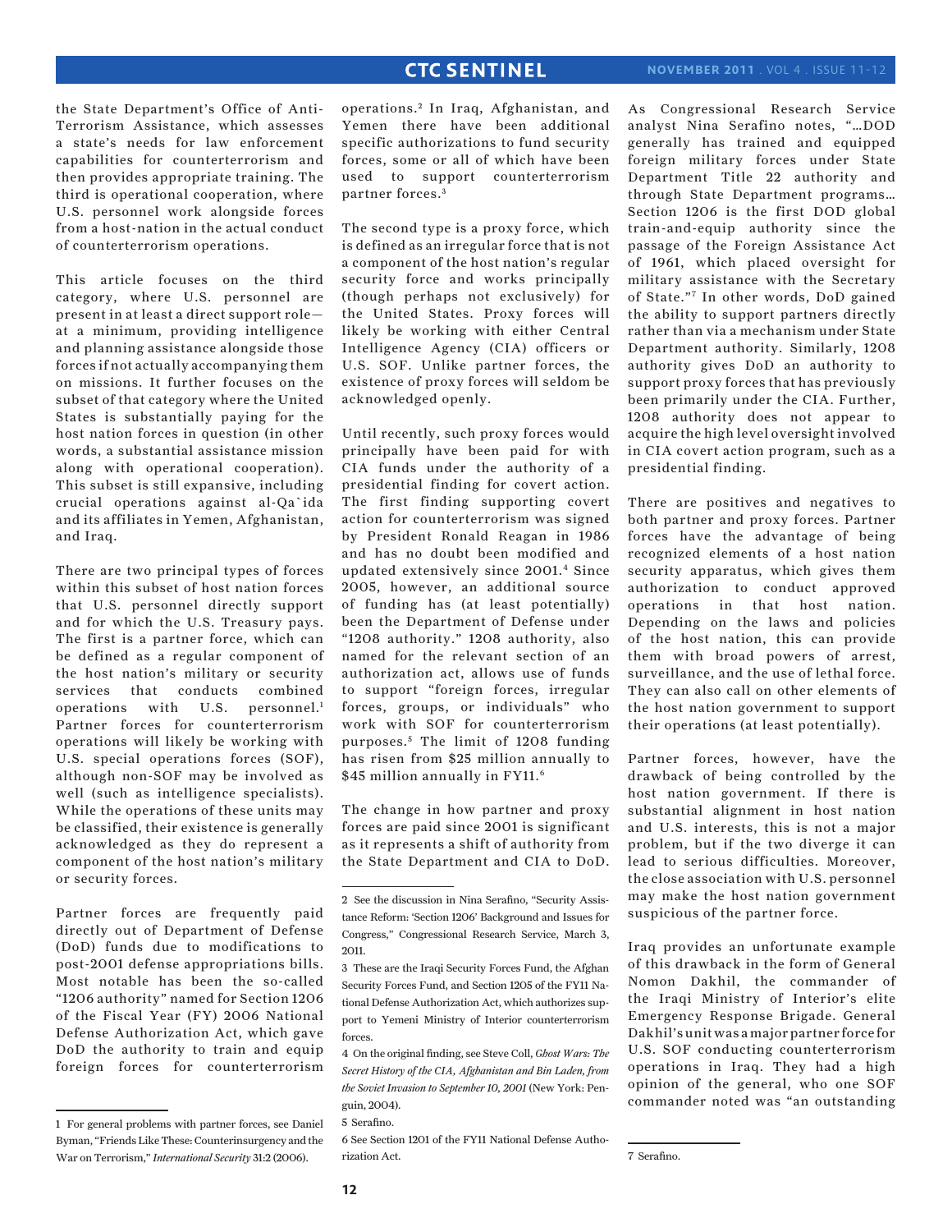the State Department's Office of Anti-Terrorism Assistance, which assesses a state's needs for law enforcement capabilities for counterterrorism and then provides appropriate training. The third is operational cooperation, where U.S. personnel work alongside forces from a host-nation in the actual conduct of counterterrorism operations.

This article focuses on the third category, where U.S. personnel are present in at least a direct support role—at a minimum, providing intelligence and planning assistance alongside those forces if not actually accompanying them on missions. It further focuses on the subset of that category where the United States is substantially paying for the host nation forces in question (in other words, a substantial assistance mission along with operational cooperation). This subset is still expansive, including crucial operations against al-Qa`ida and its affiliates in Yemen, Afghanistan, and Iraq.

There are two principal types of forces within this subset of host nation forces that U.S. personnel directly support and for which the U.S. Treasury pays. The first is a partner force, which can be defined as a regular component of the host nation's military or security services that conducts combined operations with U.S. personnel.[1] Partner forces for counterterrorism operations will likely be working with U.S. special operations forces (SOF), although non-SOF may be involved as well (such as intelligence specialists). While the operations of these units may be classified, their existence is generally acknowledged as they do represent a component of the host nation's military or security forces.

Partner forces are frequently paid directly out of Department of Defense (DoD) funds due to modifications to post-2001 defense appropriations bills. Most notable has been the so-called "1206 authority" named for Section 1206 of the Fiscal Year (FY) 2006 National Defense Authorization Act, which gave DoD the authority to train and equip foreign forces for counterterrorism operations.[2] In Iraq, Afghanistan, and Yemen there have been additional specific authorizations to fund security forces, some or all of which have been used to support counterterrorism partner forces.[3]

The second type is a proxy force, which is defined as an irregular force that is not a component of the host nation's regular security force and works principally (though perhaps not exclusively) for the United States. Proxy forces will likely be working with either Central Intelligence Agency (CIA) officers or U.S. SOF. Unlike partner forces, the existence of proxy forces will seldom be acknowledged openly.

Until recently, such proxy forces would principally have been paid for with CIA funds under the authority of a presidential finding for covert action. The first finding supporting covert action for counterterrorism was signed by President Ronald Reagan in 1986 and has no doubt been modified and updated extensively since 2001.[4] Since 2005, however, an additional source of funding has (at least potentially) been the Department of Defense under "1208 authority." 1208 authority, also named for the relevant section of an authorization act, allows use of funds to support "foreign forces, irregular forces, groups, or individuals" who work with SOF for counterterrorism purposes.[5] The limit of 1208 funding has risen from $25 million annually to $45 million annually in FY11.[6]

The change in how partner and proxy forces are paid since 2001 is significant as it represents a shift of authority from the State Department and CIA to DoD. As Congressional Research Service analyst Nina Serafino notes, "…DOD generally has trained and equipped foreign military forces under State Department Title 22 authority and through State Department programs… Section 1206 is the first DOD global train-and-equip authority since the passage of the Foreign Assistance Act of 1961, which placed oversight for military assistance with the Secretary of State."[7] In other words, DoD gained the ability to support partners directly rather than via a mechanism under State Department authority. Similarly, 1208 authority gives DoD an authority to support proxy forces that has previously been primarily under the CIA. Further, 1208 authority does not appear to acquire the high level oversight involved in CIA covert action program, such as a presidential finding.

There are positives and negatives to both partner and proxy forces. Partner forces have the advantage of being recognized elements of a host nation security apparatus, which gives them authorization to conduct approved operations in that host nation. Depending on the laws and policies of the host nation, this can provide them with broad powers of arrest, surveillance, and the use of lethal force. They can also call on other elements of the host nation government to support their operations (at least potentially).

Partner forces, however, have the drawback of being controlled by the host nation government. If there is substantial alignment in host nation and U.S. interests, this is not a major problem, but if the two diverge it can lead to serious difficulties. Moreover, the close association with U.S. personnel may make the host nation government suspicious of the partner force.

Iraq provides an unfortunate example of this drawback in the form of General Nomon Dakhil, the commander of the Iraqi Ministry of Interior's elite Emergency Response Brigade. General Dakhil's unit was a major partner force for U.S. SOF conducting counterterrorism operations in Iraq. They had a high opinion of the general, who one SOF commander noted was "an outstanding

---

1 For general problems with partner forces, see Daniel Byman, "Friends Like These: Counterinsurgency and the War on Terrorism," *International Security* 31:2 (2006).

2 See the discussion in Nina Serafino, "Security Assistance Reform: 'Section 1206' Background and Issues for Congress," Congressional Research Service, March 3, 2011.

3 These are the Iraqi Security Forces Fund, the Afghan Security Forces Fund, and Section 1205 of the FY11 National Defense Authorization Act, which authorizes support to Yemeni Ministry of Interior counterterrorism forces.

4 On the original finding, see Steve Coll, *Ghost Wars: The Secret History of the CIA, Afghanistan and Bin Laden, from the Soviet Invasion to September 10, 2001* (New York: Penguin, 2004).

5 Serafino.

6 See Section 1201 of the FY11 National Defense Authorization Act.

7 Serafino.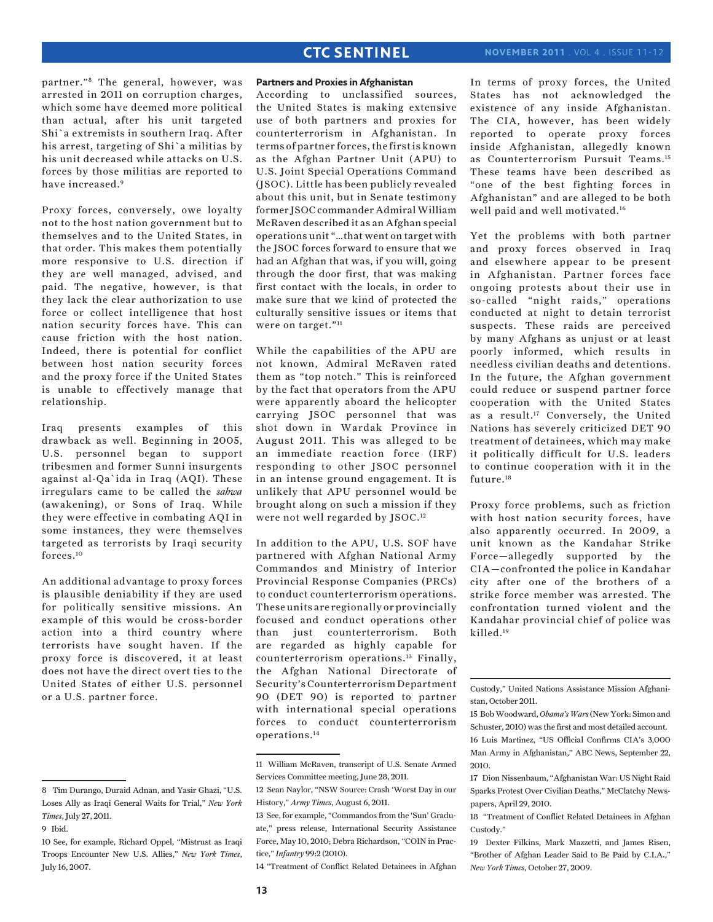partner."[8] The general, however, was arrested in 2011 on corruption charges, which some have deemed more political than actual, after his unit targeted Shi`a extremists in southern Iraq. After his arrest, targeting of Shi`a militias by his unit decreased while attacks on U.S. forces by those militias are reported to have increased.[9]

Proxy forces, conversely, owe loyalty not to the host nation government but to themselves and to the United States, in that order. This makes them potentially more responsive to U.S. direction if they are well managed, advised, and paid. The negative, however, is that they lack the clear authorization to use force or collect intelligence that host nation security forces have. This can cause friction with the host nation. Indeed, there is potential for conflict between host nation security forces and the proxy force if the United States is unable to effectively manage that relationship.

Iraq presents examples of this drawback as well. Beginning in 2005, U.S. personnel began to support tribesmen and former Sunni insurgents against al-Qa`ida in Iraq (AQI). These irregulars came to be called the *sahwa* (awakening), or Sons of Iraq. While they were effective in combating AQI in some instances, they were themselves targeted as terrorists by Iraqi security forces.[10]

An additional advantage to proxy forces is plausible deniability if they are used for politically sensitive missions. An example of this would be cross-border action into a third country where terrorists have sought haven. If the proxy force is discovered, it at least does not have the direct overt ties to the United States of either U.S. personnel or a U.S. partner force.

**Partners and Proxies in Afghanistan**

According to unclassified sources, the United States is making extensive use of both partners and proxies for counterterrorism in Afghanistan. In terms of partner forces, the first is known as the Afghan Partner Unit (APU) to U.S. Joint Special Operations Command (JSOC). Little has been publicly revealed about this unit, but in Senate testimony former JSOC commander Admiral William McRaven described it as an Afghan special operations unit "…that went on target with the JSOC forces forward to ensure that we had an Afghan that was, if you will, going through the door first, that was making first contact with the locals, in order to make sure that we kind of protected the culturally sensitive issues or items that were on target."[11]

While the capabilities of the APU are not known, Admiral McRaven rated them as "top notch." This is reinforced by the fact that operators from the APU were apparently aboard the helicopter carrying JSOC personnel that was shot down in Wardak Province in August 2011. This was alleged to be an immediate reaction force (IRF) responding to other JSOC personnel in an intense ground engagement. It is unlikely that APU personnel would be brought along on such a mission if they were not well regarded by JSOC.[12]

In addition to the APU, U.S. SOF have partnered with Afghan National Army Commandos and Ministry of Interior Provincial Response Companies (PRCs) to conduct counterterrorism operations. These units are regionally or provincially focused and conduct operations other than just counterterrorism. Both are regarded as highly capable for counterterrorism operations.[13] Finally, the Afghan National Directorate of Security's Counterterrorism Department 90 (DET 90) is reported to partner with international special operations forces to conduct counterterrorism operations.[14]

In terms of proxy forces, the United States has not acknowledged the existence of any inside Afghanistan. The CIA, however, has been widely reported to operate proxy forces inside Afghanistan, allegedly known as Counterterrorism Pursuit Teams.[15] These teams have been described as "one of the best fighting forces in Afghanistan" and are alleged to be both well paid and well motivated.[16]

Yet the problems with both partner and proxy forces observed in Iraq and elsewhere appear to be present in Afghanistan. Partner forces face ongoing protests about their use in so-called "night raids," operations conducted at night to detain terrorist suspects. These raids are perceived by many Afghans as unjust or at least poorly informed, which results in needless civilian deaths and detentions. In the future, the Afghan government could reduce or suspend partner force cooperation with the United States as a result.[17] Conversely, the United Nations has severely criticized DET 90 treatment of detainees, which may make it politically difficult for U.S. leaders to continue cooperation with it in the future.[18]

Proxy force problems, such as friction with host nation security forces, have also apparently occurred. In 2009, a unit known as the Kandahar Strike Force—allegedly supported by the CIA—confronted the police in Kandahar city after one of the brothers of a strike force member was arrested. The confrontation turned violent and the Kandahar provincial chief of police was killed.[19]

---

8 Tim Durango, Duraid Adnan, and Yasir Ghazi, "U.S. Loses Ally as Iraqi General Waits for Trial," *New York Times*, July 27, 2011.

9 Ibid.

10 See, for example, Richard Oppel, "Mistrust as Iraqi Troops Encounter New U.S. Allies," *New York Times*, July 16, 2007.

11 William McRaven, transcript of U.S. Senate Armed Services Committee meeting, June 28, 2011.

12 Sean Naylor, "NSW Source: Crash 'Worst Day in our History,'" *Army Times*, August 6, 2011.

13 See, for example, "Commandos from the 'Sun' Graduate," press release, International Security Assistance Force, May 10, 2010; Debra Richardson, "COIN in Practice," *Infantry* 99:2 (2010).

14 "Treatment of Conflict Related Detainees in Afghan Custody," United Nations Assistance Mission Afghanistan, October 2011.

15 Bob Woodward, *Obama's Wars* (New York: Simon and Schuster, 2010) was the first and most detailed account.

16 Luis Martinez, "US Official Confirms CIA's 3,000 Man Army in Afghanistan," ABC News, September 22, 2010.

17 Dion Nissenbaum, "Afghanistan War: US Night Raid Sparks Protest Over Civilian Deaths," McClatchy Newspapers, April 29, 2010.

18 "Treatment of Conflict Related Detainees in Afghan Custody."

19 Dexter Filkins, Mark Mazzetti, and James Risen, "Brother of Afghan Leader Said to Be Paid by C.I.A.," *New York Times*, October 27, 2009.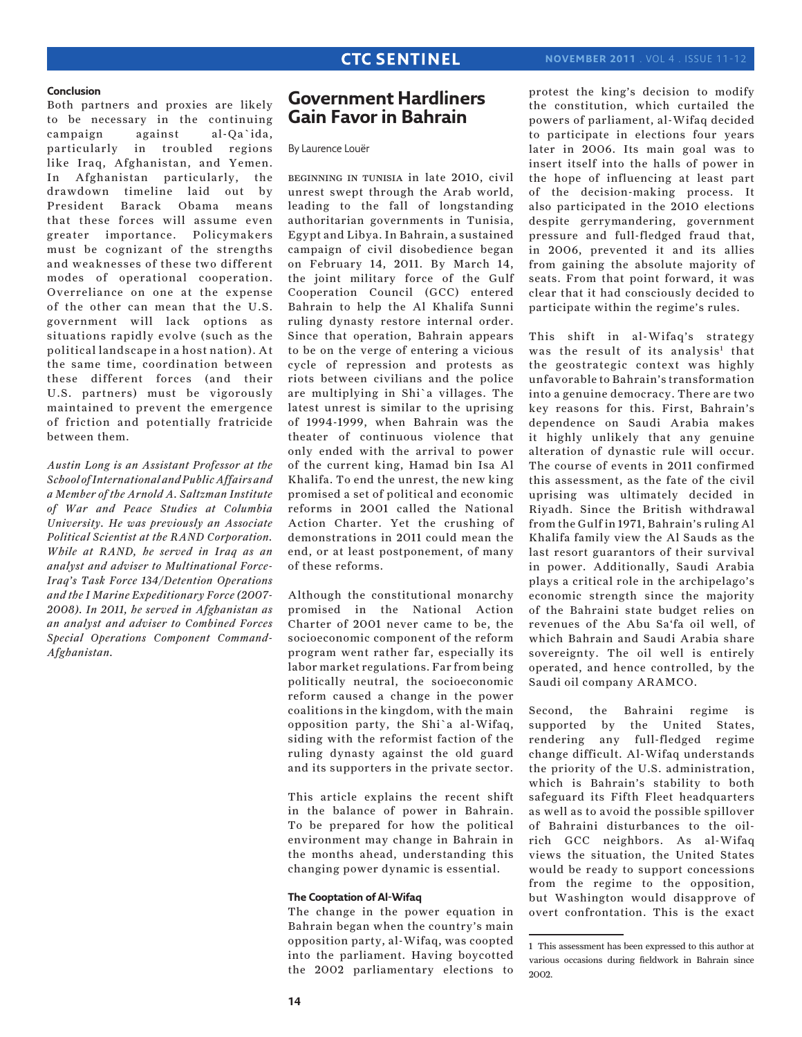### Conclusion

Both partners and proxies are likely to be necessary in the continuing campaign against al-Qa`ida, particularly in troubled regions like Iraq, Afghanistan, and Yemen. In Afghanistan particularly, the drawdown timeline laid out by President Barack Obama means that these forces will assume even greater importance. Policymakers must be cognizant of the strengths and weaknesses of these two different modes of operational cooperation. Overreliance on one at the expense of the other can mean that the U.S. government will lack options as situations rapidly evolve (such as the political landscape in a host nation). At the same time, coordination between these different forces (and their U.S. partners) must be vigorously maintained to prevent the emergence of friction and potentially fratricide between them.

*Austin Long is an Assistant Professor at the School of International and Public Affairs and a Member of the Arnold A. Saltzman Institute of War and Peace Studies at Columbia University. He was previously an Associate Political Scientist at the RAND Corporation. While at RAND, he served in Iraq as an analyst and adviser to Multinational Force-Iraq's Task Force 134/Detention Operations and the I Marine Expeditionary Force (2007-2008). In 2011, he served in Afghanistan as an analyst and adviser to Combined Forces Special Operations Component Command-Afghanistan.*

# Government Hardliners Gain Favor in Bahrain

By Laurence Louër

Beginning in Tunisia in late 2010, civil unrest swept through the Arab world, leading to the fall of longstanding authoritarian governments in Tunisia, Egypt and Libya. In Bahrain, a sustained campaign of civil disobedience began on February 14, 2011. By March 14, the joint military force of the Gulf Cooperation Council (GCC) entered Bahrain to help the Al Khalifa Sunni ruling dynasty restore internal order. Since that operation, Bahrain appears to be on the verge of entering a vicious cycle of repression and protests as riots between civilians and the police are multiplying in Shi`a villages. The latest unrest is similar to the uprising of 1994-1999, when Bahrain was the theater of continuous violence that only ended with the arrival to power of the current king, Hamad bin Isa Al Khalifa. To end the unrest, the new king promised a set of political and economic reforms in 2001 called the National Action Charter. Yet the crushing of demonstrations in 2011 could mean the end, or at least postponement, of many of these reforms.

Although the constitutional monarchy promised in the National Action Charter of 2001 never came to be, the socioeconomic component of the reform program went rather far, especially its labor market regulations. Far from being politically neutral, the socioeconomic reform caused a change in the power coalitions in the kingdom, with the main opposition party, the Shi`a al-Wifaq, siding with the reformist faction of the ruling dynasty against the old guard and its supporters in the private sector.

This article explains the recent shift in the balance of power in Bahrain. To be prepared for how the political environment may change in Bahrain in the months ahead, understanding this changing power dynamic is essential.

### The Cooptation of Al-Wifaq

The change in the power equation in Bahrain began when the country's main opposition party, al-Wifaq, was coopted into the parliament. Having boycotted the 2002 parliamentary elections to protest the king's decision to modify the constitution, which curtailed the powers of parliament, al-Wifaq decided to participate in elections four years later in 2006. Its main goal was to insert itself into the halls of power in the hope of influencing at least part of the decision-making process. It also participated in the 2010 elections despite gerrymandering, government pressure and full-fledged fraud that, in 2006, prevented it and its allies from gaining the absolute majority of seats. From that point forward, it was clear that it had consciously decided to participate within the regime's rules.

This shift in al-Wifaq's strategy was the result of its analysis[1] that the geostrategic context was highly unfavorable to Bahrain's transformation into a genuine democracy. There are two key reasons for this. First, Bahrain's dependence on Saudi Arabia makes it highly unlikely that any genuine alteration of dynastic rule will occur. The course of events in 2011 confirmed this assessment, as the fate of the civil uprising was ultimately decided in Riyadh. Since the British withdrawal from the Gulf in 1971, Bahrain's ruling Al Khalifa family view the Al Sauds as the last resort guarantors of their survival in power. Additionally, Saudi Arabia plays a critical role in the archipelago's economic strength since the majority of the Bahraini state budget relies on revenues of the Abu Sa'fa oil well, of which Bahrain and Saudi Arabia share sovereignty. The oil well is entirely operated, and hence controlled, by the Saudi oil company ARAMCO.

Second, the Bahraini regime is supported by the United States, rendering any full-fledged regime change difficult. Al-Wifaq understands the priority of the U.S. administration, which is Bahrain's stability to both safeguard its Fifth Fleet headquarters as well as to avoid the possible spillover of Bahraini disturbances to the oil-rich GCC neighbors. As al-Wifaq views the situation, the United States would be ready to support concessions from the regime to the opposition, but Washington would disapprove of overt confrontation. This is the exact

[1] This assessment has been expressed to this author at various occasions during fieldwork in Bahrain since 2002.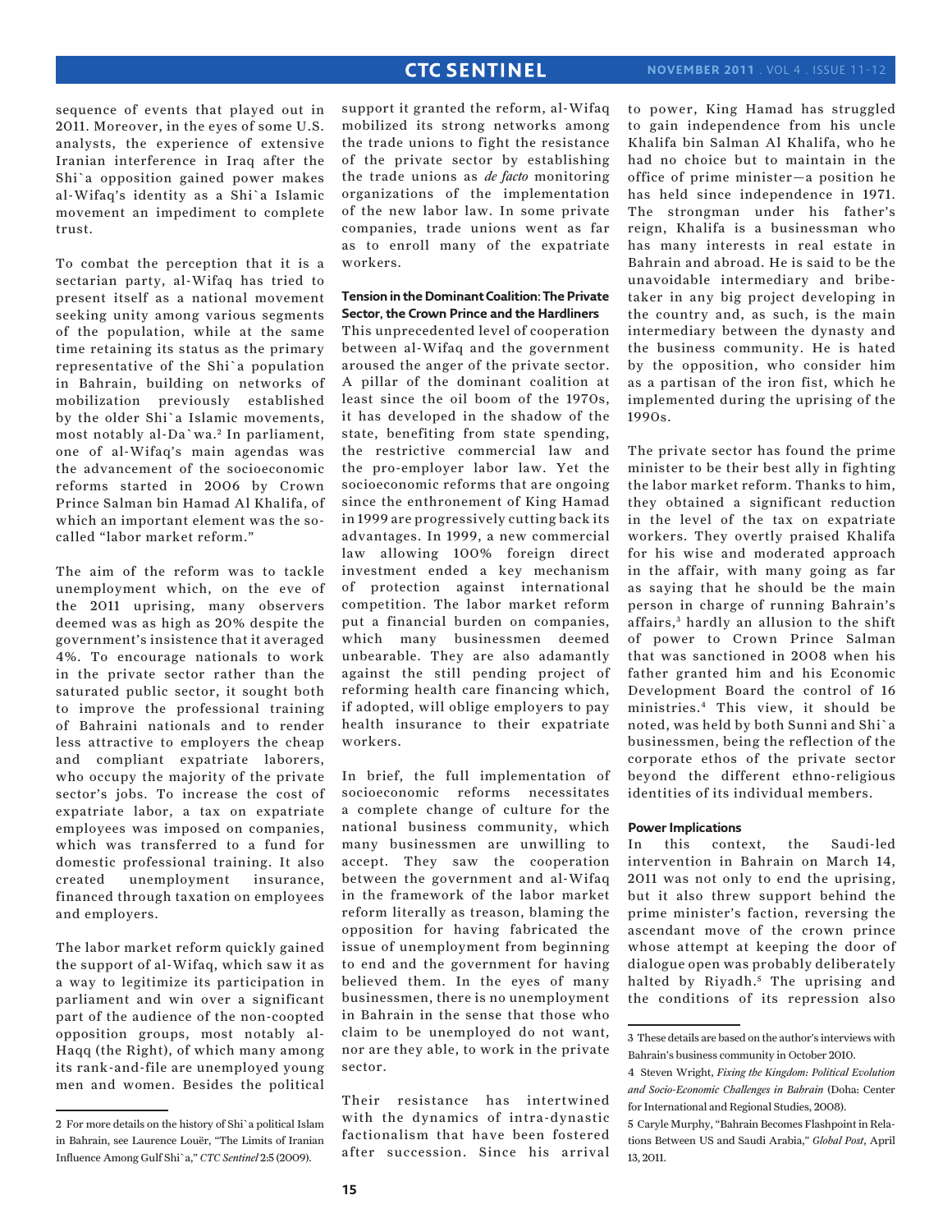sequence of events that played out in 2011. Moreover, in the eyes of some U.S. analysts, the experience of extensive Iranian interference in Iraq after the Shi`a opposition gained power makes al-Wifaq's identity as a Shi`a Islamic movement an impediment to complete trust.

To combat the perception that it is a sectarian party, al-Wifaq has tried to present itself as a national movement seeking unity among various segments of the population, while at the same time retaining its status as the primary representative of the Shi`a population in Bahrain, building on networks of mobilization previously established by the older Shi`a Islamic movements, most notably al-Da`wa.[2] In parliament, one of al-Wifaq's main agendas was the advancement of the socioeconomic reforms started in 2006 by Crown Prince Salman bin Hamad Al Khalifa, of which an important element was the so-called "labor market reform."

The aim of the reform was to tackle unemployment which, on the eve of the 2011 uprising, many observers deemed was as high as 20% despite the government's insistence that it averaged 4%. To encourage nationals to work in the private sector rather than the saturated public sector, it sought both to improve the professional training of Bahraini nationals and to render less attractive to employers the cheap and compliant expatriate laborers, who occupy the majority of the private sector's jobs. To increase the cost of expatriate labor, a tax on expatriate employees was imposed on companies, which was transferred to a fund for domestic professional training. It also created unemployment insurance, financed through taxation on employees and employers.

The labor market reform quickly gained the support of al-Wifaq, which saw it as a way to legitimize its participation in parliament and win over a significant part of the audience of the non-coopted opposition groups, most notably al-Haqq (the Right), of which many among its rank-and-file are unemployed young men and women. Besides the political support it granted the reform, al-Wifaq mobilized its strong networks among the trade unions to fight the resistance of the private sector by establishing the trade unions as *de facto* monitoring organizations of the implementation of the new labor law. In some private companies, trade unions went as far as to enroll many of the expatriate workers.

**Tension in the Dominant Coalition: The Private Sector, the Crown Prince and the Hardliners**

This unprecedented level of cooperation between al-Wifaq and the government aroused the anger of the private sector. A pillar of the dominant coalition at least since the oil boom of the 1970s, it has developed in the shadow of the state, benefiting from state spending, the restrictive commercial law and the pro-employer labor law. Yet the socioeconomic reforms that are ongoing since the enthronement of King Hamad in 1999 are progressively cutting back its advantages. In 1999, a new commercial law allowing 100% foreign direct investment ended a key mechanism of protection against international competition. The labor market reform put a financial burden on companies, which many businessmen deemed unbearable. They are also adamantly against the still pending project of reforming health care financing which, if adopted, will oblige employers to pay health insurance to their expatriate workers.

In brief, the full implementation of socioeconomic reforms necessitates a complete change of culture for the national business community, which many businessmen are unwilling to accept. They saw the cooperation between the government and al-Wifaq in the framework of the labor market reform literally as treason, blaming the opposition for having fabricated the issue of unemployment from beginning to end and the government for having believed them. In the eyes of many businessmen, there is no unemployment in Bahrain in the sense that those who claim to be unemployed do not want, nor are they able, to work in the private sector.

Their resistance has intertwined with the dynamics of intra-dynastic factionalism that have been fostered after succession. Since his arrival to power, King Hamad has struggled to gain independence from his uncle Khalifa bin Salman Al Khalifa, who he had no choice but to maintain in the office of prime minister—a position he has held since independence in 1971. The strongman under his father's reign, Khalifa is a businessman who has many interests in real estate in Bahrain and abroad. He is said to be the unavoidable intermediary and bribe-taker in any big project developing in the country and, as such, is the main intermediary between the dynasty and the business community. He is hated by the opposition, who consider him as a partisan of the iron fist, which he implemented during the uprising of the 1990s.

The private sector has found the prime minister to be their best ally in fighting the labor market reform. Thanks to him, they obtained a significant reduction in the level of the tax on expatriate workers. They overtly praised Khalifa for his wise and moderated approach in the affair, with many going as far as saying that he should be the main person in charge of running Bahrain's affairs,[3] hardly an allusion to the shift of power to Crown Prince Salman that was sanctioned in 2008 when his father granted him and his Economic Development Board the control of 16 ministries.[4] This view, it should be noted, was held by both Sunni and Shi`a businessmen, being the reflection of the corporate ethos of the private sector beyond the different ethno-religious identities of its individual members.

**Power Implications**

In this context, the Saudi-led intervention in Bahrain on March 14, 2011 was not only to end the uprising, but it also threw support behind the prime minister's faction, reversing the ascendant move of the crown prince whose attempt at keeping the door of dialogue open was probably deliberately halted by Riyadh.[5] The uprising and the conditions of its repression also

---

2 For more details on the history of Shi`a political Islam in Bahrain, see Laurence Louër, "The Limits of Iranian Influence Among Gulf Shi`a," *CTC Sentinel* 2:5 (2009).

3 These details are based on the author's interviews with Bahrain's business community in October 2010.

4 Steven Wright, *Fixing the Kingdom: Political Evolution and Socio-Economic Challenges in Bahrain* (Doha: Center for International and Regional Studies, 2008).

5 Caryle Murphy, "Bahrain Becomes Flashpoint in Relations Between US and Saudi Arabia," *Global Post*, April 13, 2011.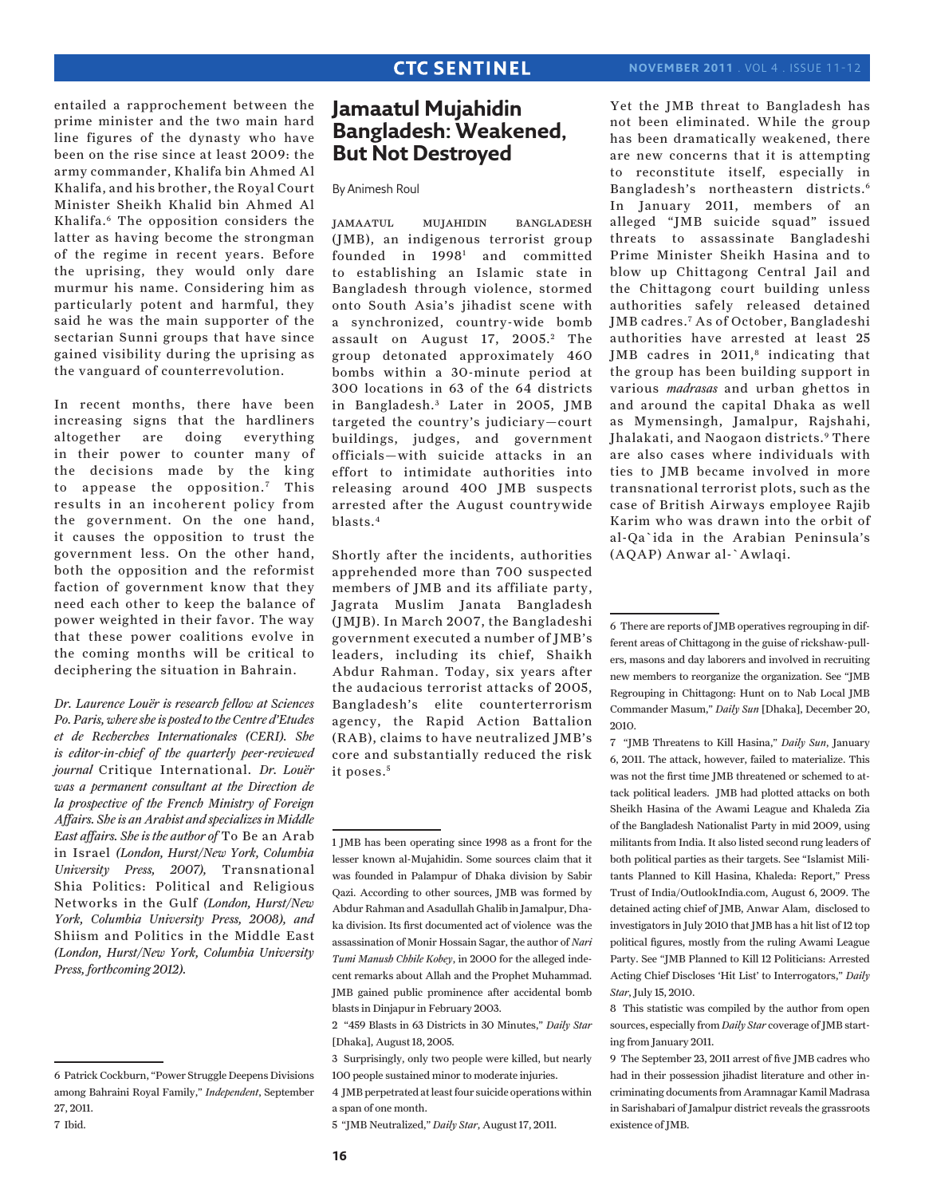entailed a rapprochement between the prime minister and the two main hard line figures of the dynasty who have been on the rise since at least 2009: the army commander, Khalifa bin Ahmed Al Khalifa, and his brother, the Royal Court Minister Sheikh Khalid bin Ahmed Al Khalifa.[6] The opposition considers the latter as having become the strongman of the regime in recent years. Before the uprising, they would only dare murmur his name. Considering him as particularly potent and harmful, they said he was the main supporter of the sectarian Sunni groups that have since gained visibility during the uprising as the vanguard of counterrevolution.

In recent months, there have been increasing signs that the hardliners altogether are doing everything in their power to counter many of the decisions made by the king to appease the opposition.[7] This results in an incoherent policy from the government. On the one hand, it causes the opposition to trust the government less. On the other hand, both the opposition and the reformist faction of government know that they need each other to keep the balance of power weighted in their favor. The way that these power coalitions evolve in the coming months will be critical to deciphering the situation in Bahrain.

*Dr. Laurence Louër is research fellow at Sciences Po. Paris, where she is posted to the Centre d'Etudes et de Recherches Internationales (CERI). She is editor-in-chief of the quarterly peer-reviewed journal* Critique International. *Dr. Louër was a permanent consultant at the Direction de la prospective of the French Ministry of Foreign Affairs. She is an Arabist and specializes in Middle East affairs. She is the author of* To Be an Arab in Israel *(London, Hurst/New York, Columbia University Press, 2007),* Transnational Shia Politics: Political and Religious Networks in the Gulf *(London, Hurst/New York, Columbia University Press, 2008), and* Shiism and Politics in the Middle East *(London, Hurst/New York, Columbia University Press, forthcoming 2012).*

6 Patrick Cockburn, "Power Struggle Deepens Divisions among Bahraini Royal Family," *Independent*, September 27, 2011.

7 Ibid.

# Jamaatul Mujahidin Bangladesh: Weakened, But Not Destroyed

By Animesh Roul

JAMAATUL MUJAHIDIN BANGLADESH (JMB), an indigenous terrorist group founded in 1998[1] and committed to establishing an Islamic state in Bangladesh through violence, stormed onto South Asia's jihadist scene with a synchronized, country-wide bomb assault on August 17, 2005.[2] The group detonated approximately 460 bombs within a 30-minute period at 300 locations in 63 of the 64 districts in Bangladesh.[3] Later in 2005, JMB targeted the country's judiciary—court buildings, judges, and government officials—with suicide attacks in an effort to intimidate authorities into releasing around 400 JMB suspects arrested after the August countrywide blasts.[4]

Shortly after the incidents, authorities apprehended more than 700 suspected members of JMB and its affiliate party, Jagrata Muslim Janata Bangladesh (JMJB). In March 2007, the Bangladeshi government executed a number of JMB's leaders, including its chief, Shaikh Abdur Rahman. Today, six years after the audacious terrorist attacks of 2005, Bangladesh's elite counterterrorism agency, the Rapid Action Battalion (RAB), claims to have neutralized JMB's core and substantially reduced the risk it poses.[5]

Yet the JMB threat to Bangladesh has not been eliminated. While the group has been dramatically weakened, there are new concerns that it is attempting to reconstitute itself, especially in Bangladesh's northeastern districts.[6] In January 2011, members of an alleged "JMB suicide squad" issued threats to assassinate Bangladeshi Prime Minister Sheikh Hasina and to blow up Chittagong Central Jail and the Chittagong court building unless authorities safely released detained JMB cadres.[7] As of October, Bangladeshi authorities have arrested at least 25 JMB cadres in 2011,[8] indicating that the group has been building support in various *madrasas* and urban ghettos in and around the capital Dhaka as well as Mymensingh, Jamalpur, Rajshahi, Jhalakati, and Naogaon districts.[9] There are also cases where individuals with ties to JMB became involved in more transnational terrorist plots, such as the case of British Airways employee Rajib Karim who was drawn into the orbit of al-Qa`ida in the Arabian Peninsula's (AQAP) Anwar al-`Awlaqi.

1 JMB has been operating since 1998 as a front for the lesser known al-Mujahidin. Some sources claim that it was founded in Palampur of Dhaka division by Sabir Qazi. According to other sources, JMB was formed by Abdur Rahman and Asadullah Ghalib in Jamalpur, Dhaka division. Its first documented act of violence was the assassination of Monir Hossain Sagar, the author of *Nari Tumi Manush Chhile Kobey*, in 2000 for the alleged indecent remarks about Allah and the Prophet Muhammad. JMB gained public prominence after accidental bomb blasts in Dinjapur in February 2003.

2 "459 Blasts in 63 Districts in 30 Minutes," *Daily Star* [Dhaka], August 18, 2005.

3 Surprisingly, only two people were killed, but nearly 100 people sustained minor to moderate injuries.

4 JMB perpetrated at least four suicide operations within a span of one month.

5 "JMB Neutralized," *Daily Star*, August 17, 2011.

6 There are reports of JMB operatives regrouping in different areas of Chittagong in the guise of rickshaw-pullers, masons and day laborers and involved in recruiting new members to reorganize the organization. See "JMB Regrouping in Chittagong: Hunt on to Nab Local JMB Commander Masum," *Daily Sun* [Dhaka], December 20, 2010.

7 "JMB Threatens to Kill Hasina," *Daily Sun*, January 6, 2011. The attack, however, failed to materialize. This was not the first time JMB threatened or schemed to attack political leaders. JMB had plotted attacks on both Sheikh Hasina of the Awami League and Khaleda Zia of the Bangladesh Nationalist Party in mid 2009, using militants from India. It also listed second rung leaders of both political parties as their targets. See "Islamist Militants Planned to Kill Hasina, Khaleda: Report," Press Trust of India/OutlookIndia.com, August 6, 2009. The detained acting chief of JMB, Anwar Alam, disclosed to investigators in July 2010 that JMB has a hit list of 12 top political figures, mostly from the ruling Awami League Party. See "JMB Planned to Kill 12 Politicians: Arrested Acting Chief Discloses 'Hit List' to Interrogators," *Daily Star*, July 15, 2010.

8 This statistic was compiled by the author from open sources, especially from *Daily Star* coverage of JMB starting from January 2011.

9 The September 23, 2011 arrest of five JMB cadres who had in their possession jihadist literature and other incriminating documents from Aramnagar Kamil Madrasa in Sarishabari of Jamalpur district reveals the grassroots existence of JMB.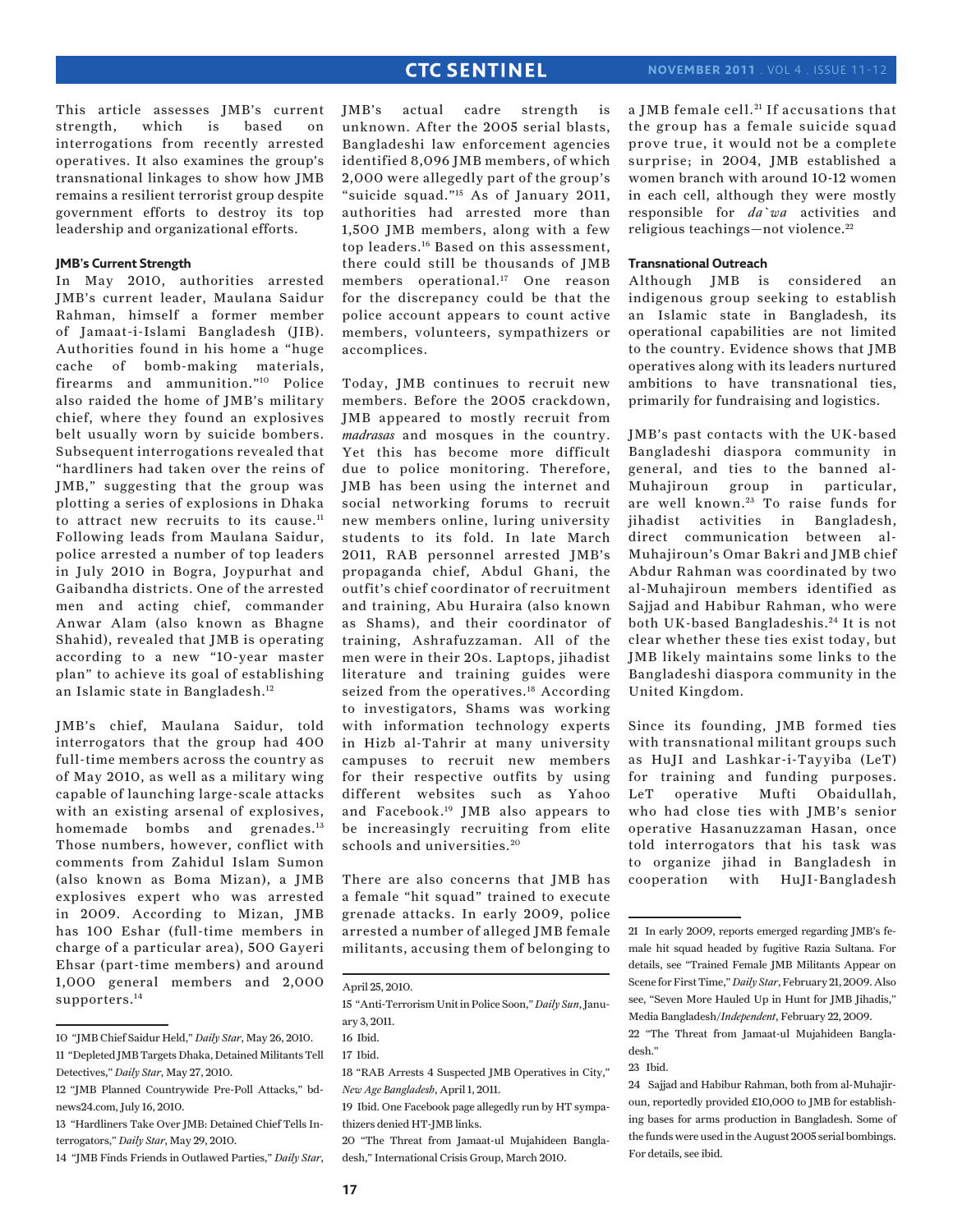This article assesses JMB's current strength, which is based on interrogations from recently arrested operatives. It also examines the group's transnational linkages to show how JMB remains a resilient terrorist group despite government efforts to destroy its top leadership and organizational efforts.

**JMB's Current Strength**

In May 2010, authorities arrested JMB's current leader, Maulana Saidur Rahman, himself a former member of Jamaat-i-Islami Bangladesh (JIB). Authorities found in his home a "huge cache of bomb-making materials, firearms and ammunition."[10] Police also raided the home of JMB's military chief, where they found an explosives belt usually worn by suicide bombers. Subsequent interrogations revealed that "hardliners had taken over the reins of JMB," suggesting that the group was plotting a series of explosions in Dhaka to attract new recruits to its cause.[11] Following leads from Maulana Saidur, police arrested a number of top leaders in July 2010 in Bogra, Joypurhat and Gaibandha districts. One of the arrested men and acting chief, commander Anwar Alam (also known as Bhagne Shahid), revealed that JMB is operating according to a new "10-year master plan" to achieve its goal of establishing an Islamic state in Bangladesh.[12]

JMB's chief, Maulana Saidur, told interrogators that the group had 400 full-time members across the country as of May 2010, as well as a military wing capable of launching large-scale attacks with an existing arsenal of explosives, homemade bombs and grenades.[13] Those numbers, however, conflict with comments from Zahidul Islam Sumon (also known as Boma Mizan), a JMB explosives expert who was arrested in 2009. According to Mizan, JMB has 100 Eshar (full-time members in charge of a particular area), 500 Gayeri Ehsar (part-time members) and around 1,000 general members and 2,000 supporters.[14]

JMB's actual cadre strength is unknown. After the 2005 serial blasts, Bangladeshi law enforcement agencies identified 8,096 JMB members, of which 2,000 were allegedly part of the group's "suicide squad."[15] As of January 2011, authorities had arrested more than 1,500 JMB members, along with a few top leaders.[16] Based on this assessment, there could still be thousands of JMB members operational.[17] One reason for the discrepancy could be that the police account appears to count active members, volunteers, sympathizers or accomplices.

Today, JMB continues to recruit new members. Before the 2005 crackdown, JMB appeared to mostly recruit from *madrasas* and mosques in the country. Yet this has become more difficult due to police monitoring. Therefore, JMB has been using the internet and social networking forums to recruit new members online, luring university students to its fold. In late March 2011, RAB personnel arrested JMB's propaganda chief, Abdul Ghani, the outfit's chief coordinator of recruitment and training, Abu Huraira (also known as Shams), and their coordinator of training, Ashrafuzzaman. All of the men were in their 20s. Laptops, jihadist literature and training guides were seized from the operatives.[18] According to investigators, Shams was working with information technology experts in Hizb al-Tahrir at many university campuses to recruit new members for their respective outfits by using different websites such as Yahoo and Facebook.[19] JMB also appears to be increasingly recruiting from elite schools and universities.[20]

There are also concerns that JMB has a female "hit squad" trained to execute grenade attacks. In early 2009, police arrested a number of alleged JMB female militants, accusing them of belonging to a JMB female cell.[21] If accusations that the group has a female suicide squad prove true, it would not be a complete surprise; in 2004, JMB established a women branch with around 10-12 women in each cell, although they were mostly responsible for *da`wa* activities and religious teachings—not violence.[22]

**Transnational Outreach**

Although JMB is considered an indigenous group seeking to establish an Islamic state in Bangladesh, its operational capabilities are not limited to the country. Evidence shows that JMB operatives along with its leaders nurtured ambitions to have transnational ties, primarily for fundraising and logistics.

JMB's past contacts with the UK-based Bangladeshi diaspora community in general, and ties to the banned al-Muhajiroun group in particular, are well known.[23] To raise funds for jihadist activities in Bangladesh, direct communication between al-Muhajiroun's Omar Bakri and JMB chief Abdur Rahman was coordinated by two al-Muhajiroun members identified as Sajjad and Habibur Rahman, who were both UK-based Bangladeshis.[24] It is not clear whether these ties exist today, but JMB likely maintains some links to the Bangladeshi diaspora community in the United Kingdom.

Since its founding, JMB formed ties with transnational militant groups such as HuJI and Lashkar-i-Tayyiba (LeT) for training and funding purposes. LeT operative Mufti Obaidullah, who had close ties with JMB's senior operative Hasanuzzaman Hasan, once told interrogators that his task was to organize jihad in Bangladesh in cooperation with HuJI-Bangladesh

---

10 "JMB Chief Saidur Held," *Daily Star*, May 26, 2010.

11 "Depleted JMB Targets Dhaka, Detained Militants Tell Detectives," *Daily Star*, May 27, 2010.

12 "JMB Planned Countrywide Pre-Poll Attacks," bdnews24.com, July 16, 2010.

13 "Hardliners Take Over JMB: Detained Chief Tells Interrogators," *Daily Star*, May 29, 2010.

14 "JMB Finds Friends in Outlawed Parties," *Daily Star*, April 25, 2010.

15 "Anti-Terrorism Unit in Police Soon," *Daily Sun*, January 3, 2011.

16 Ibid.

17 Ibid.

18 "RAB Arrests 4 Suspected JMB Operatives in City," *New Age Bangladesh*, April 1, 2011.

19 Ibid. One Facebook page allegedly run by HT sympathizers denied HT-JMB links.

20 "The Threat from Jamaat-ul Mujahideen Bangladesh," International Crisis Group, March 2010.

21 In early 2009, reports emerged regarding JMB's female hit squad headed by fugitive Razia Sultana. For details, see "Trained Female JMB Militants Appear on Scene for First Time," *Daily Star*, February 21, 2009. Also see, "Seven More Hauled Up in Hunt for JMB Jihadis," Media Bangladesh/*Independent*, February 22, 2009.

22 "The Threat from Jamaat-ul Mujahideen Bangladesh."

23 Ibid.

24 Sajjad and Habibur Rahman, both from al-Muhajiroun, reportedly provided £10,000 to JMB for establishing bases for arms production in Bangladesh. Some of the funds were used in the August 2005 serial bombings. For details, see ibid.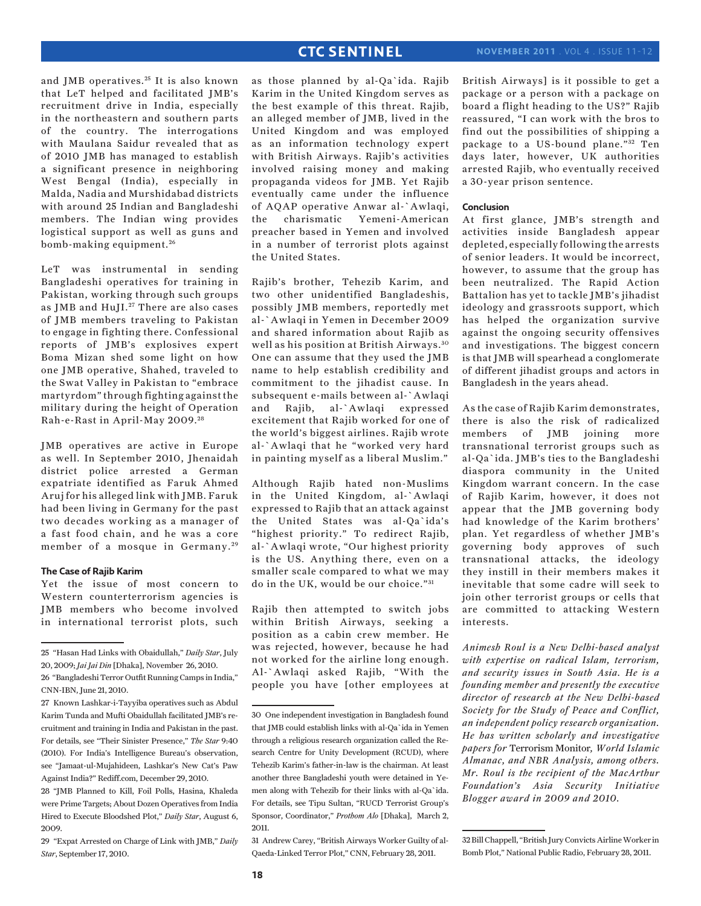and JMB operatives.[25] It is also known that LeT helped and facilitated JMB's recruitment drive in India, especially in the northeastern and southern parts of the country. The interrogations with Maulana Saidur revealed that as of 2010 JMB has managed to establish a significant presence in neighboring West Bengal (India), especially in Malda, Nadia and Murshidabad districts with around 25 Indian and Bangladeshi members. The Indian wing provides logistical support as well as guns and bomb-making equipment.[26]

LeT was instrumental in sending Bangladeshi operatives for training in Pakistan, working through such groups as JMB and HuJI.[27] There are also cases of JMB members traveling to Pakistan to engage in fighting there. Confessional reports of JMB's explosives expert Boma Mizan shed some light on how one JMB operative, Shahed, traveled to the Swat Valley in Pakistan to "embrace martyrdom" through fighting against the military during the height of Operation Rah-e-Rast in April-May 2009.[28]

JMB operatives are active in Europe as well. In September 2010, Jhenaidah district police arrested a German expatriate identified as Faruk Ahmed Aruj for his alleged link with JMB. Faruk had been living in Germany for the past two decades working as a manager of a fast food chain, and he was a core member of a mosque in Germany.[29]

### The Case of Rajib Karim

Yet the issue of most concern to Western counterterrorism agencies is JMB members who become involved in international terrorist plots, such as those planned by al-Qa`ida. Rajib Karim in the United Kingdom serves as the best example of this threat. Rajib, an alleged member of JMB, lived in the United Kingdom and was employed as an information technology expert with British Airways. Rajib's activities involved raising money and making propaganda videos for JMB. Yet Rajib eventually came under the influence of AQAP operative Anwar al-`Awlaqi, the charismatic Yemeni-American preacher based in Yemen and involved in a number of terrorist plots against the United States.

Rajib's brother, Tehezib Karim, and two other unidentified Bangladeshis, possibly JMB members, reportedly met al-`Awlaqi in Yemen in December 2009 and shared information about Rajib as well as his position at British Airways.[30] One can assume that they used the JMB name to help establish credibility and commitment to the jihadist cause. In subsequent e-mails between al-`Awlaqi and Rajib, al-`Awlaqi expressed excitement that Rajib worked for one of the world's biggest airlines. Rajib wrote al-`Awlaqi that he "worked very hard in painting myself as a liberal Muslim."

Although Rajib hated non-Muslims in the United Kingdom, al-`Awlaqi expressed to Rajib that an attack against the United States was al-Qa`ida's "highest priority." To redirect Rajib, al-`Awlaqi wrote, "Our highest priority is the US. Anything there, even on a smaller scale compared to what we may do in the UK, would be our choice."[31]

Rajib then attempted to switch jobs within British Airways, seeking a position as a cabin crew member. He was rejected, however, because he had not worked for the airline long enough. Al-`Awlaqi asked Rajib, "With the people you have [other employees at British Airways] is it possible to get a package or a person with a package on board a flight heading to the US?" Rajib reassured, "I can work with the bros to find out the possibilities of shipping a package to a US-bound plane."[32] Ten days later, however, UK authorities arrested Rajib, who eventually received a 30-year prison sentence.

### Conclusion

At first glance, JMB's strength and activities inside Bangladesh appear depleted, especially following the arrests of senior leaders. It would be incorrect, however, to assume that the group has been neutralized. The Rapid Action Battalion has yet to tackle JMB's jihadist ideology and grassroots support, which has helped the organization survive against the ongoing security offensives and investigations. The biggest concern is that JMB will spearhead a conglomerate of different jihadist groups and actors in Bangladesh in the years ahead.

As the case of Rajib Karim demonstrates, there is also the risk of radicalized members of JMB joining more transnational terrorist groups such as al-Qa`ida. JMB's ties to the Bangladeshi diaspora community in the United Kingdom warrant concern. In the case of Rajib Karim, however, it does not appear that the JMB governing body had knowledge of the Karim brothers' plan. Yet regardless of whether JMB's governing body approves of such transnational attacks, the ideology they instill in their members makes it inevitable that some cadre will seek to join other terrorist groups or cells that are committed to attacking Western interests.

*Animesh Roul is a New Delhi-based analyst with expertise on radical Islam, terrorism, and security issues in South Asia. He is a founding member and presently the executive director of research at the New Delhi-based Society for the Study of Peace and Conflict, an independent policy research organization. He has written scholarly and investigative papers for* Terrorism Monitor, *World Islamic Almanac, and NBR Analysis, among others. Mr. Roul is the recipient of the MacArthur Foundation's Asia Security Initiative Blogger award in 2009 and 2010.*

---

25 "Hasan Had Links with Obaidullah," *Daily Star*, July 20, 2009; *Jai Jai Din* [Dhaka], November 26, 2010.

26 "Bangladeshi Terror Outfit Running Camps in India," CNN-IBN, June 21, 2010.

27 Known Lashkar-i-Tayyiba operatives such as Abdul Karim Tunda and Mufti Obaidullah facilitated JMB's recruitment and training in India and Pakistan in the past. For details, see "Their Sinister Presence," *The Star* 9:40 (2010). For India's Intelligence Bureau's observation, see "Jamaat-ul-Mujahideen, Lashkar's New Cat's Paw Against India?" Rediff.com, December 29, 2010.

28 "JMB Planned to Kill, Foil Polls, Hasina, Khaleda were Prime Targets; About Dozen Operatives from India Hired to Execute Bloodshed Plot," *Daily Star*, August 6, 2009.

29 "Expat Arrested on Charge of Link with JMB," *Daily Star*, September 17, 2010.

30 One independent investigation in Bangladesh found that JMB could establish links with al-Qa`ida in Yemen through a religious research organization called the Research Centre for Unity Development (RCUD), where Tehezib Karim's father-in-law is the chairman. At least another three Bangladeshi youth were detained in Yemen along with Tehezib for their links with al-Qa`ida. For details, see Tipu Sultan, "RUCD Terrorist Group's Sponsor, Coordinator," *Prothom Alo* [Dhaka], March 2, 2011.

31 Andrew Carey, "British Airways Worker Guilty of al-Qaeda-Linked Terror Plot," CNN, February 28, 2011.

32 Bill Chappell, "British Jury Convicts Airline Worker in Bomb Plot," National Public Radio, February 28, 2011.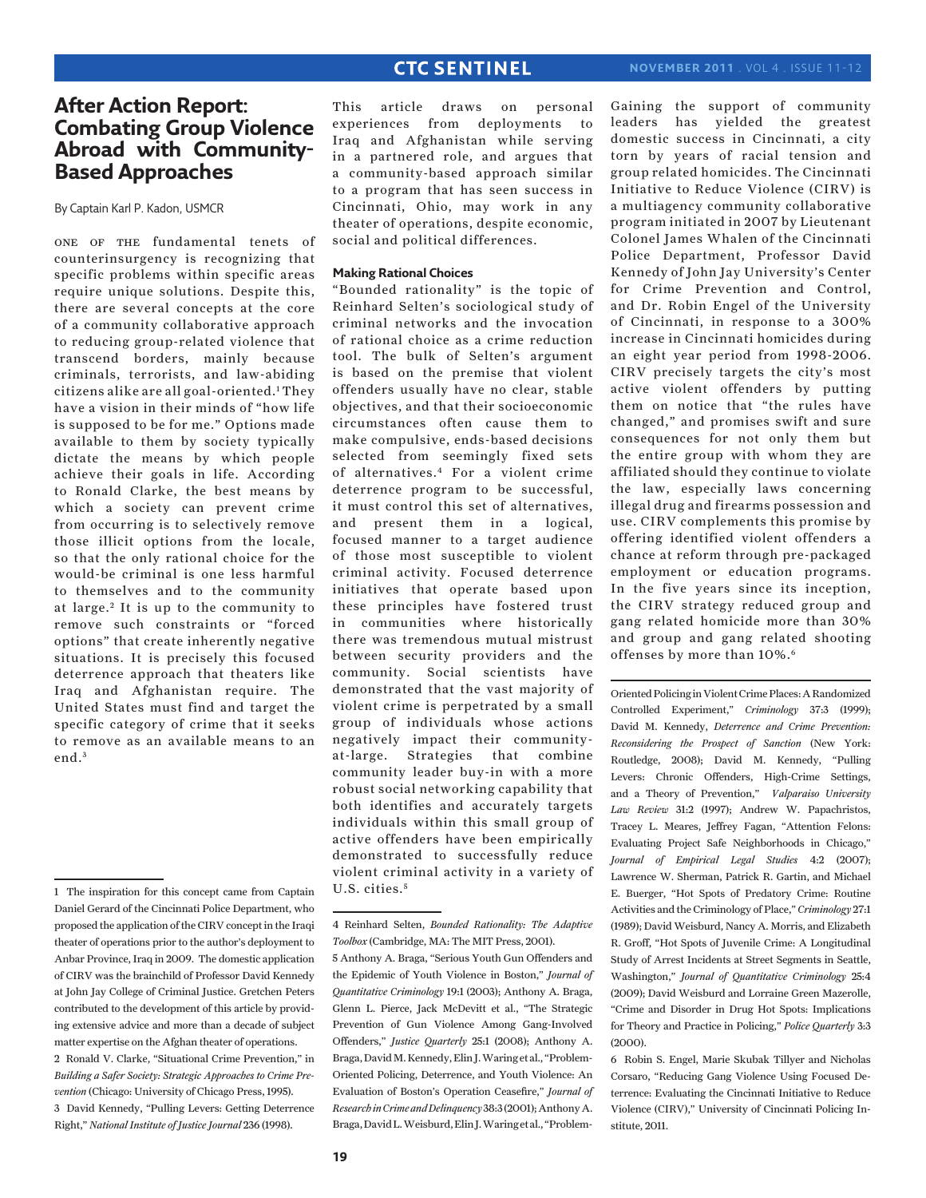# After Action Report: Combating Group Violence Abroad with Community-Based Approaches

By Captain Karl P. Kadon, USMCR

One of the fundamental tenets of counterinsurgency is recognizing that specific problems within specific areas require unique solutions. Despite this, there are several concepts at the core of a community collaborative approach to reducing group-related violence that transcend borders, mainly because criminals, terrorists, and law-abiding citizens alike are all goal-oriented.[1] They have a vision in their minds of "how life is supposed to be for me." Options made available to them by society typically dictate the means by which people achieve their goals in life. According to Ronald Clarke, the best means by which a society can prevent crime from occurring is to selectively remove those illicit options from the locale, so that the only rational choice for the would-be criminal is one less harmful to themselves and to the community at large.[2] It is up to the community to remove such constraints or "forced options" that create inherently negative situations. It is precisely this focused deterrence approach that theaters like Iraq and Afghanistan require. The United States must find and target the specific category of crime that it seeks to remove as an available means to an end.[3]

This article draws on personal experiences from deployments to Iraq and Afghanistan while serving in a partnered role, and argues that a community-based approach similar to a program that has seen success in Cincinnati, Ohio, may work in any theater of operations, despite economic, social and political differences.

## Making Rational Choices

"Bounded rationality" is the topic of Reinhard Selten's sociological study of criminal networks and the invocation of rational choice as a crime reduction tool. The bulk of Selten's argument is based on the premise that violent offenders usually have no clear, stable objectives, and that their socioeconomic circumstances often cause them to make compulsive, ends-based decisions selected from seemingly fixed sets of alternatives.[4] For a violent crime deterrence program to be successful, it must control this set of alternatives, and present them in a logical, focused manner to a target audience of those most susceptible to violent criminal activity. Focused deterrence initiatives that operate based upon these principles have fostered trust in communities where historically there was tremendous mutual mistrust between security providers and the community. Social scientists have demonstrated that the vast majority of violent crime is perpetrated by a small group of individuals whose actions negatively impact their community-at-large. Strategies that combine community leader buy-in with a more robust social networking capability that both identifies and accurately targets individuals within this small group of active offenders have been empirically demonstrated to successfully reduce violent criminal activity in a variety of U.S. cities.[5]

Gaining the support of community leaders has yielded the greatest domestic success in Cincinnati, a city torn by years of racial tension and group related homicides. The Cincinnati Initiative to Reduce Violence (CIRV) is a multiagency community collaborative program initiated in 2007 by Lieutenant Colonel James Whalen of the Cincinnati Police Department, Professor David Kennedy of John Jay University's Center for Crime Prevention and Control, and Dr. Robin Engel of the University of Cincinnati, in response to a 300% increase in Cincinnati homicides during an eight year period from 1998-2006. CIRV precisely targets the city's most active violent offenders by putting them on notice that "the rules have changed," and promises swift and sure consequences for not only them but the entire group with whom they are affiliated should they continue to violate the law, especially laws concerning illegal drug and firearms possession and use. CIRV complements this promise by offering identified violent offenders a chance at reform through pre-packaged employment or education programs. In the five years since its inception, the CIRV strategy reduced group and gang related homicide more than 30% and group and gang related shooting offenses by more than 10%.[6]

---

1 The inspiration for this concept came from Captain Daniel Gerard of the Cincinnati Police Department, who proposed the application of the CIRV concept in the Iraqi theater of operations prior to the author's deployment to Anbar Province, Iraq in 2009. The domestic application of CIRV was the brainchild of Professor David Kennedy at John Jay College of Criminal Justice. Gretchen Peters contributed to the development of this article by providing extensive advice and more than a decade of subject matter expertise on the Afghan theater of operations.

2 Ronald V. Clarke, "Situational Crime Prevention," in *Building a Safer Society: Strategic Approaches to Crime Prevention* (Chicago: University of Chicago Press, 1995).

3 David Kennedy, "Pulling Levers: Getting Deterrence Right," *National Institute of Justice Journal* 236 (1998).

4 Reinhard Selten, *Bounded Rationality: The Adaptive Toolbox* (Cambridge, MA: The MIT Press, 2001).

5 Anthony A. Braga, "Serious Youth Gun Offenders and the Epidemic of Youth Violence in Boston," *Journal of Quantitative Criminology* 19:1 (2003); Anthony A. Braga, Glenn L. Pierce, Jack McDevitt et al., "The Strategic Prevention of Gun Violence Among Gang-Involved Offenders," *Justice Quarterly* 25:1 (2008); Anthony A. Braga, David M. Kennedy, Elin J. Waring et al., "Problem-Oriented Policing, Deterrence, and Youth Violence: An Evaluation of Boston's Operation Ceasefire," *Journal of Research in Crime and Delinquency* 38:3 (2001); Anthony A. Braga, David L. Weisburd, Elin J. Waring et al., "Problem-Oriented Policing in Violent Crime Places: A Randomized Controlled Experiment," *Criminology* 37:3 (1999); David M. Kennedy, *Deterrence and Crime Prevention: Reconsidering the Prospect of Sanction* (New York: Routledge, 2008); David M. Kennedy, "Pulling Levers: Chronic Offenders, High-Crime Settings, and a Theory of Prevention," *Valparaiso University Law Review* 31:2 (1997); Andrew W. Papachristos, Tracey L. Meares, Jeffrey Fagan, "Attention Felons: Evaluating Project Safe Neighborhoods in Chicago," *Journal of Empirical Legal Studies* 4:2 (2007); Lawrence W. Sherman, Patrick R. Gartin, and Michael E. Buerger, "Hot Spots of Predatory Crime: Routine Activities and the Criminology of Place," *Criminology* 27:1 (1989); David Weisburd, Nancy A. Morris, and Elizabeth R. Groff, "Hot Spots of Juvenile Crime: A Longitudinal Study of Arrest Incidents at Street Segments in Seattle, Washington," *Journal of Quantitative Criminology* 25:4 (2009); David Weisburd and Lorraine Green Mazerolle, "Crime and Disorder in Drug Hot Spots: Implications for Theory and Practice in Policing," *Police Quarterly* 3:3 (2000).

6 Robin S. Engel, Marie Skubak Tillyer and Nicholas Corsaro, "Reducing Gang Violence Using Focused Deterrence: Evaluating the Cincinnati Initiative to Reduce Violence (CIRV)," University of Cincinnati Policing Institute, 2011.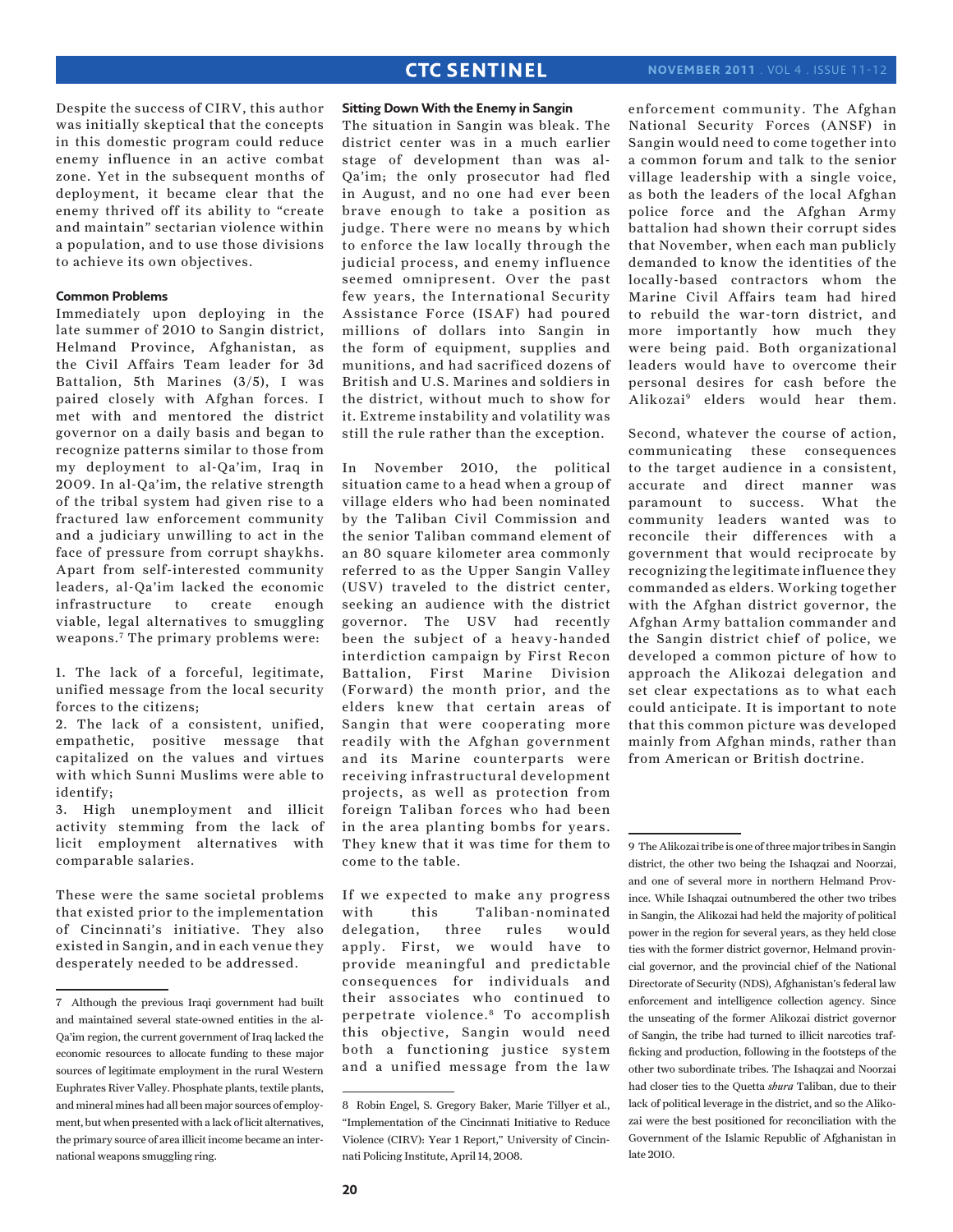Despite the success of CIRV, this author was initially skeptical that the concepts in this domestic program could reduce enemy influence in an active combat zone. Yet in the subsequent months of deployment, it became clear that the enemy thrived off its ability to "create and maintain" sectarian violence within a population, and to use those divisions to achieve its own objectives.

### Common Problems

Immediately upon deploying in the late summer of 2010 to Sangin district, Helmand Province, Afghanistan, as the Civil Affairs Team leader for 3d Battalion, 5th Marines (3/5), I was paired closely with Afghan forces. I met with and mentored the district governor on a daily basis and began to recognize patterns similar to those from my deployment to al-Qa'im, Iraq in 2009. In al-Qa'im, the relative strength of the tribal system had given rise to a fractured law enforcement community and a judiciary unwilling to act in the face of pressure from corrupt shaykhs. Apart from self-interested community leaders, al-Qa'im lacked the economic infrastructure to create enough viable, legal alternatives to smuggling weapons.[7] The primary problems were:

1. The lack of a forceful, legitimate, unified message from the local security forces to the citizens;
2. The lack of a consistent, unified, empathetic, positive message that capitalized on the values and virtues with which Sunni Muslims were able to identify;
3. High unemployment and illicit activity stemming from the lack of licit employment alternatives with comparable salaries.

These were the same societal problems that existed prior to the implementation of Cincinnati's initiative. They also existed in Sangin, and in each venue they desperately needed to be addressed.

### Sitting Down With the Enemy in Sangin

The situation in Sangin was bleak. The district center was in a much earlier stage of development than was al-Qa'im; the only prosecutor had fled in August, and no one had ever been brave enough to take a position as judge. There were no means by which to enforce the law locally through the judicial process, and enemy influence seemed omnipresent. Over the past few years, the International Security Assistance Force (ISAF) had poured millions of dollars into Sangin in the form of equipment, supplies and munitions, and had sacrificed dozens of British and U.S. Marines and soldiers in the district, without much to show for it. Extreme instability and volatility was still the rule rather than the exception.

In November 2010, the political situation came to a head when a group of village elders who had been nominated by the Taliban Civil Commission and the senior Taliban command element of an 80 square kilometer area commonly referred to as the Upper Sangin Valley (USV) traveled to the district center, seeking an audience with the district governor. The USV had recently been the subject of a heavy-handed interdiction campaign by First Recon Battalion, First Marine Division (Forward) the month prior, and the elders knew that certain areas of Sangin that were cooperating more readily with the Afghan government and its Marine counterparts were receiving infrastructural development projects, as well as protection from foreign Taliban forces who had been in the area planting bombs for years. They knew that it was time for them to come to the table.

If we expected to make any progress with this Taliban-nominated delegation, three rules would apply. First, we would have to provide meaningful and predictable consequences for individuals and their associates who continued to perpetrate violence.[8] To accomplish this objective, Sangin would need both a functioning justice system and a unified message from the law enforcement community. The Afghan National Security Forces (ANSF) in Sangin would need to come together into a common forum and talk to the senior village leadership with a single voice, as both the leaders of the local Afghan police force and the Afghan Army battalion had shown their corrupt sides that November, when each man publicly demanded to know the identities of the locally-based contractors whom the Marine Civil Affairs team had hired to rebuild the war-torn district, and more importantly how much they were being paid. Both organizational leaders would have to overcome their personal desires for cash before the Alikozai[9] elders would hear them.

Second, whatever the course of action, communicating these consequences to the target audience in a consistent, accurate and direct manner was paramount to success. What the community leaders wanted was to reconcile their differences with a government that would reciprocate by recognizing the legitimate influence they commanded as elders. Working together with the Afghan district governor, the Afghan Army battalion commander and the Sangin district chief of police, we developed a common picture of how to approach the Alikozai delegation and set clear expectations as to what each could anticipate. It is important to note that this common picture was developed mainly from Afghan minds, rather than from American or British doctrine.

---

7 Although the previous Iraqi government had built and maintained several state-owned entities in the al-Qa'im region, the current government of Iraq lacked the economic resources to allocate funding to these major sources of legitimate employment in the rural Western Euphrates River Valley. Phosphate plants, textile plants, and mineral mines had all been major sources of employment, but when presented with a lack of licit alternatives, the primary source of area illicit income became an international weapons smuggling ring.

8 Robin Engel, S. Gregory Baker, Marie Tillyer et al., "Implementation of the Cincinnati Initiative to Reduce Violence (CIRV): Year 1 Report," University of Cincinnati Policing Institute, April 14, 2008.

9 The Alikozai tribe is one of three major tribes in Sangin district, the other two being the Ishaqzai and Noorzai, and one of several more in northern Helmand Province. While Ishaqzai outnumbered the other two tribes in Sangin, the Alikozai had held the majority of political power in the region for several years, as they held close ties with the former district governor, Helmand provincial governor, and the provincial chief of the National Directorate of Security (NDS), Afghanistan's federal law enforcement and intelligence collection agency. Since the unseating of the former Alikozai district governor of Sangin, the tribe had turned to illicit narcotics trafficking and production, following in the footsteps of the other two subordinate tribes. The Ishaqzai and Noorzai had closer ties to the Quetta *shura* Taliban, due to their lack of political leverage in the district, and so the Alikozai were the best positioned for reconciliation with the Government of the Islamic Republic of Afghanistan in late 2010.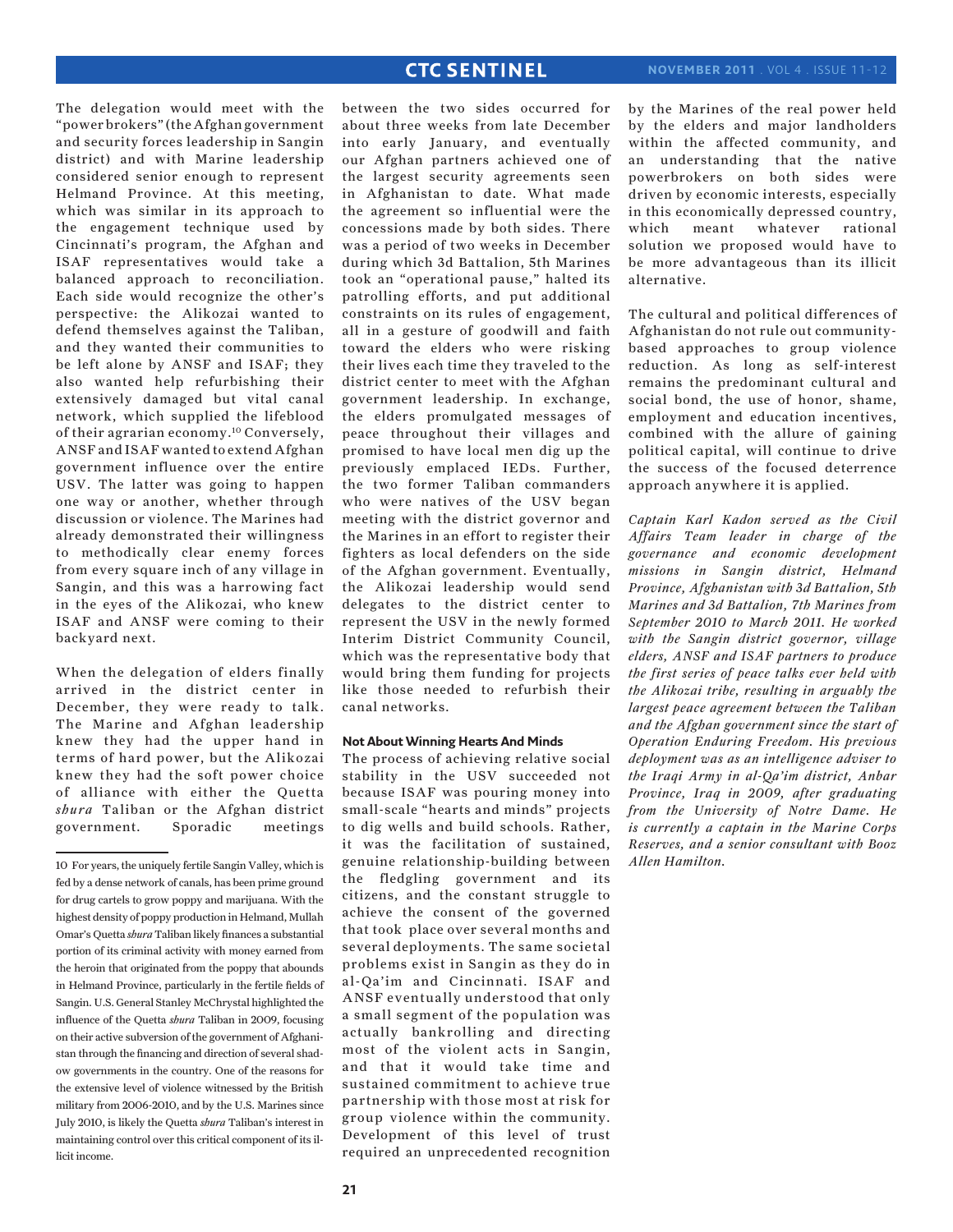The delegation would meet with the "power brokers" (the Afghan government and security forces leadership in Sangin district) and with Marine leadership considered senior enough to represent Helmand Province. At this meeting, which was similar in its approach to the engagement technique used by Cincinnati's program, the Afghan and ISAF representatives would take a balanced approach to reconciliation. Each side would recognize the other's perspective: the Alikozai wanted to defend themselves against the Taliban, and they wanted their communities to be left alone by ANSF and ISAF; they also wanted help refurbishing their extensively damaged but vital canal network, which supplied the lifeblood of their agrarian economy.[10] Conversely, ANSF and ISAF wanted to extend Afghan government influence over the entire USV. The latter was going to happen one way or another, whether through discussion or violence. The Marines had already demonstrated their willingness to methodically clear enemy forces from every square inch of any village in Sangin, and this was a harrowing fact in the eyes of the Alikozai, who knew ISAF and ANSF were coming to their backyard next.

When the delegation of elders finally arrived in the district center in December, they were ready to talk. The Marine and Afghan leadership knew they had the upper hand in terms of hard power, but the Alikozai knew they had the soft power choice of alliance with either the Quetta *shura* Taliban or the Afghan district government. Sporadic meetings between the two sides occurred for about three weeks from late December into early January, and eventually our Afghan partners achieved one of the largest security agreements seen in Afghanistan to date. What made the agreement so influential were the concessions made by both sides. There was a period of two weeks in December during which 3d Battalion, 5th Marines took an "operational pause," halted its patrolling efforts, and put additional constraints on its rules of engagement, all in a gesture of goodwill and faith toward the elders who were risking their lives each time they traveled to the district center to meet with the Afghan government leadership. In exchange, the elders promulgated messages of peace throughout their villages and promised to have local men dig up the previously emplaced IEDs. Further, the two former Taliban commanders who were natives of the USV began meeting with the district governor and the Marines in an effort to register their fighters as local defenders on the side of the Afghan government. Eventually, the Alikozai leadership would send delegates to the district center to represent the USV in the newly formed Interim District Community Council, which was the representative body that would bring them funding for projects like those needed to refurbish their canal networks.

**Not About Winning Hearts And Minds**

The process of achieving relative social stability in the USV succeeded not because ISAF was pouring money into small-scale "hearts and minds" projects to dig wells and build schools. Rather, it was the facilitation of sustained, genuine relationship-building between the fledgling government and its citizens, and the constant struggle to achieve the consent of the governed that took place over several months and several deployments. The same societal problems exist in Sangin as they do in al-Qa'im and Cincinnati. ISAF and ANSF eventually understood that only a small segment of the population was actually bankrolling and directing most of the violent acts in Sangin, and that it would take time and sustained commitment to achieve true partnership with those most at risk for group violence within the community. Development of this level of trust required an unprecedented recognition by the Marines of the real power held by the elders and major landholders within the affected community, and an understanding that the native powerbrokers on both sides were driven by economic interests, especially in this economically depressed country, which meant whatever rational solution we proposed would have to be more advantageous than its illicit alternative.

The cultural and political differences of Afghanistan do not rule out community-based approaches to group violence reduction. As long as self-interest remains the predominant cultural and social bond, the use of honor, shame, employment and education incentives, combined with the allure of gaining political capital, will continue to drive the success of the focused deterrence approach anywhere it is applied.

*Captain Karl Kadon served as the Civil Affairs Team leader in charge of the governance and economic development missions in Sangin district, Helmand Province, Afghanistan with 3d Battalion, 5th Marines and 3d Battalion, 7th Marines from September 2010 to March 2011. He worked with the Sangin district governor, village elders, ANSF and ISAF partners to produce the first series of peace talks ever held with the Alikozai tribe, resulting in arguably the largest peace agreement between the Taliban and the Afghan government since the start of Operation Enduring Freedom. His previous deployment was as an intelligence adviser to the Iraqi Army in al-Qa'im district, Anbar Province, Iraq in 2009, after graduating from the University of Notre Dame. He is currently a captain in the Marine Corps Reserves, and a senior consultant with Booz Allen Hamilton.*

---

10 For years, the uniquely fertile Sangin Valley, which is fed by a dense network of canals, has been prime ground for drug cartels to grow poppy and marijuana. With the highest density of poppy production in Helmand, Mullah Omar's Quetta *shura* Taliban likely finances a substantial portion of its criminal activity with money earned from the heroin that originated from the poppy that abounds in Helmand Province, particularly in the fertile fields of Sangin. U.S. General Stanley McChrystal highlighted the influence of the Quetta *shura* Taliban in 2009, focusing on their active subversion of the government of Afghanistan through the financing and direction of several shadow governments in the country. One of the reasons for the extensive level of violence witnessed by the British military from 2006-2010, and by the U.S. Marines since July 2010, is likely the Quetta *shura* Taliban's interest in maintaining control over this critical component of its illicit income.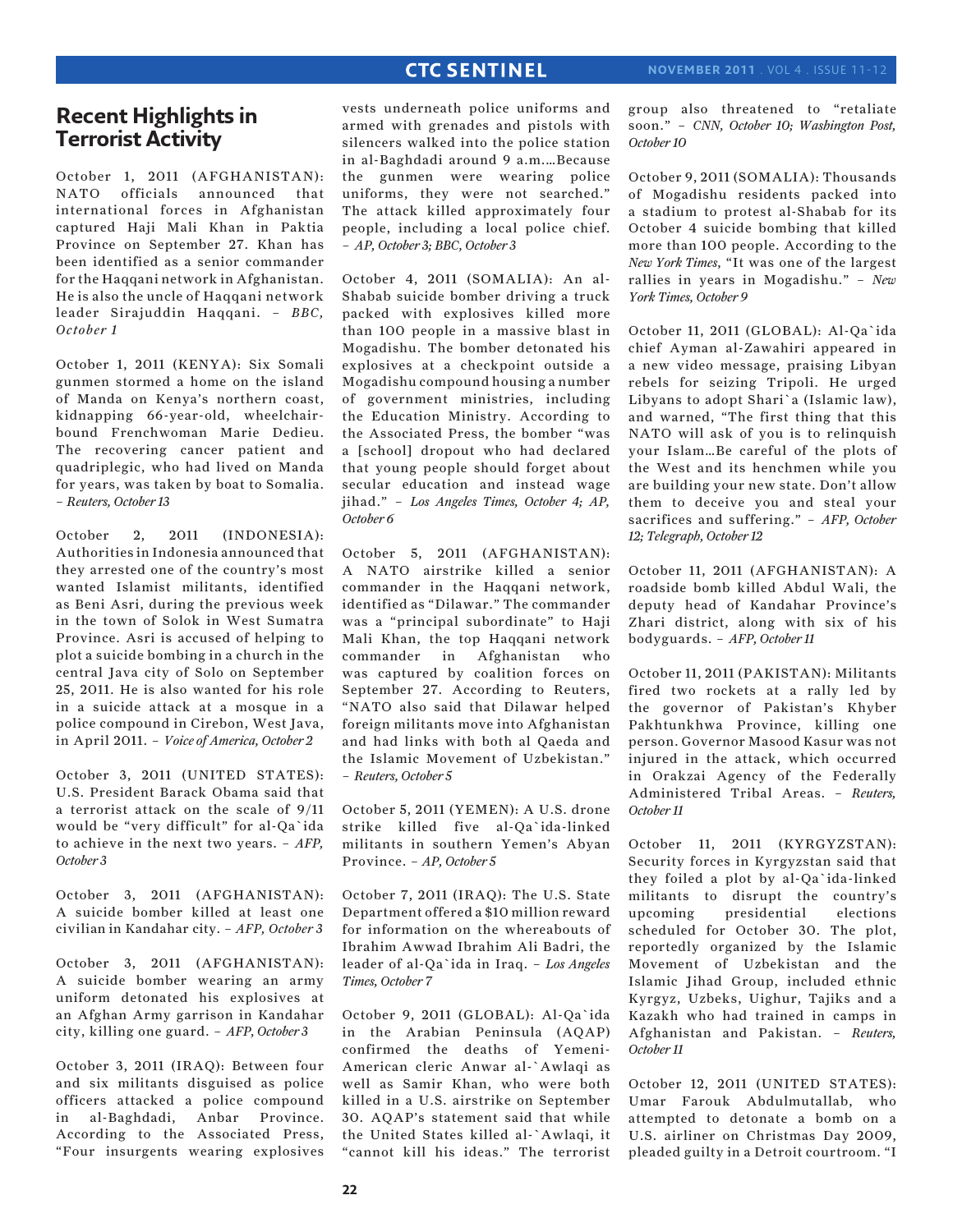## Recent Highlights in Terrorist Activity

October 1, 2011 (AFGHANISTAN): NATO officials announced that international forces in Afghanistan captured Haji Mali Khan in Paktia Province on September 27. Khan has been identified as a senior commander for the Haqqani network in Afghanistan. He is also the uncle of Haqqani network leader Sirajuddin Haqqani. – *BBC, October 1*

October 1, 2011 (KENYA): Six Somali gunmen stormed a home on the island of Manda on Kenya's northern coast, kidnapping 66-year-old, wheelchair-bound Frenchwoman Marie Dedieu. The recovering cancer patient and quadriplegic, who had lived on Manda for years, was taken by boat to Somalia. – *Reuters, October 13*

October 2, 2011 (INDONESIA): Authorities in Indonesia announced that they arrested one of the country's most wanted Islamist militants, identified as Beni Asri, during the previous week in the town of Solok in West Sumatra Province. Asri is accused of helping to plot a suicide bombing in a church in the central Java city of Solo on September 25, 2011. He is also wanted for his role in a suicide attack at a mosque in a police compound in Cirebon, West Java, in April 2011. – *Voice of America, October 2*

October 3, 2011 (UNITED STATES): U.S. President Barack Obama said that a terrorist attack on the scale of 9/11 would be "very difficult" for al-Qa`ida to achieve in the next two years. – *AFP, October 3*

October 3, 2011 (AFGHANISTAN): A suicide bomber killed at least one civilian in Kandahar city. – *AFP, October 3*

October 3, 2011 (AFGHANISTAN): A suicide bomber wearing an army uniform detonated his explosives at an Afghan Army garrison in Kandahar city, killing one guard. – *AFP, October 3*

October 3, 2011 (IRAQ): Between four and six militants disguised as police officers attacked a police compound in al-Baghdadi, Anbar Province. According to the Associated Press, "Four insurgents wearing explosives vests underneath police uniforms and armed with grenades and pistols with silencers walked into the police station in al-Baghdadi around 9 a.m.…Because the gunmen were wearing police uniforms, they were not searched." The attack killed approximately four people, including a local police chief. – *AP, October 3; BBC, October 3*

October 4, 2011 (SOMALIA): An al-Shabab suicide bomber driving a truck packed with explosives killed more than 100 people in a massive blast in Mogadishu. The bomber detonated his explosives at a checkpoint outside a Mogadishu compound housing a number of government ministries, including the Education Ministry. According to the Associated Press, the bomber "was a [school] dropout who had declared that young people should forget about secular education and instead wage jihad." – *Los Angeles Times, October 4; AP, October 6*

October 5, 2011 (AFGHANISTAN): A NATO airstrike killed a senior commander in the Haqqani network, identified as "Dilawar." The commander was a "principal subordinate" to Haji Mali Khan, the top Haqqani network commander in Afghanistan who was captured by coalition forces on September 27. According to Reuters, "NATO also said that Dilawar helped foreign militants move into Afghanistan and had links with both al Qaeda and the Islamic Movement of Uzbekistan." – *Reuters, October 5*

October 5, 2011 (YEMEN): A U.S. drone strike killed five al-Qa`ida-linked militants in southern Yemen's Abyan Province. – *AP, October 5*

October 7, 2011 (IRAQ): The U.S. State Department offered a $10 million reward for information on the whereabouts of Ibrahim Awwad Ibrahim Ali Badri, the leader of al-Qa`ida in Iraq. – *Los Angeles Times, October 7*

October 9, 2011 (GLOBAL): Al-Qa`ida in the Arabian Peninsula (AQAP) confirmed the deaths of Yemeni-American cleric Anwar al-`Awlaqi as well as Samir Khan, who were both killed in a U.S. airstrike on September 30. AQAP's statement said that while the United States killed al-`Awlaqi, it "cannot kill his ideas." The terrorist group also threatened to "retaliate soon." – *CNN, October 10; Washington Post, October 10*

October 9, 2011 (SOMALIA): Thousands of Mogadishu residents packed into a stadium to protest al-Shabab for its October 4 suicide bombing that killed more than 100 people. According to the *New York Times*, "It was one of the largest rallies in years in Mogadishu." – *New York Times, October 9*

October 11, 2011 (GLOBAL): Al-Qa`ida chief Ayman al-Zawahiri appeared in a new video message, praising Libyan rebels for seizing Tripoli. He urged Libyans to adopt Shari`a (Islamic law), and warned, "The first thing that this NATO will ask of you is to relinquish your Islam…Be careful of the plots of the West and its henchmen while you are building your new state. Don't allow them to deceive you and steal your sacrifices and suffering." – *AFP, October 12; Telegraph, October 12*

October 11, 2011 (AFGHANISTAN): A roadside bomb killed Abdul Wali, the deputy head of Kandahar Province's Zhari district, along with six of his bodyguards. – *AFP, October 11*

October 11, 2011 (PAKISTAN): Militants fired two rockets at a rally led by the governor of Pakistan's Khyber Pakhtunkhwa Province, killing one person. Governor Masood Kasur was not injured in the attack, which occurred in Orakzai Agency of the Federally Administered Tribal Areas. – *Reuters, October 11*

October 11, 2011 (KYRGYZSTAN): Security forces in Kyrgyzstan said that they foiled a plot by al-Qa`ida-linked militants to disrupt the country's upcoming presidential elections scheduled for October 30. The plot, reportedly organized by the Islamic Movement of Uzbekistan and the Islamic Jihad Group, included ethnic Kyrgyz, Uzbeks, Uighur, Tajiks and a Kazakh who had trained in camps in Afghanistan and Pakistan. – *Reuters, October 11*

October 12, 2011 (UNITED STATES): Umar Farouk Abdulmutallab, who attempted to detonate a bomb on a U.S. airliner on Christmas Day 2009, pleaded guilty in a Detroit courtroom. "I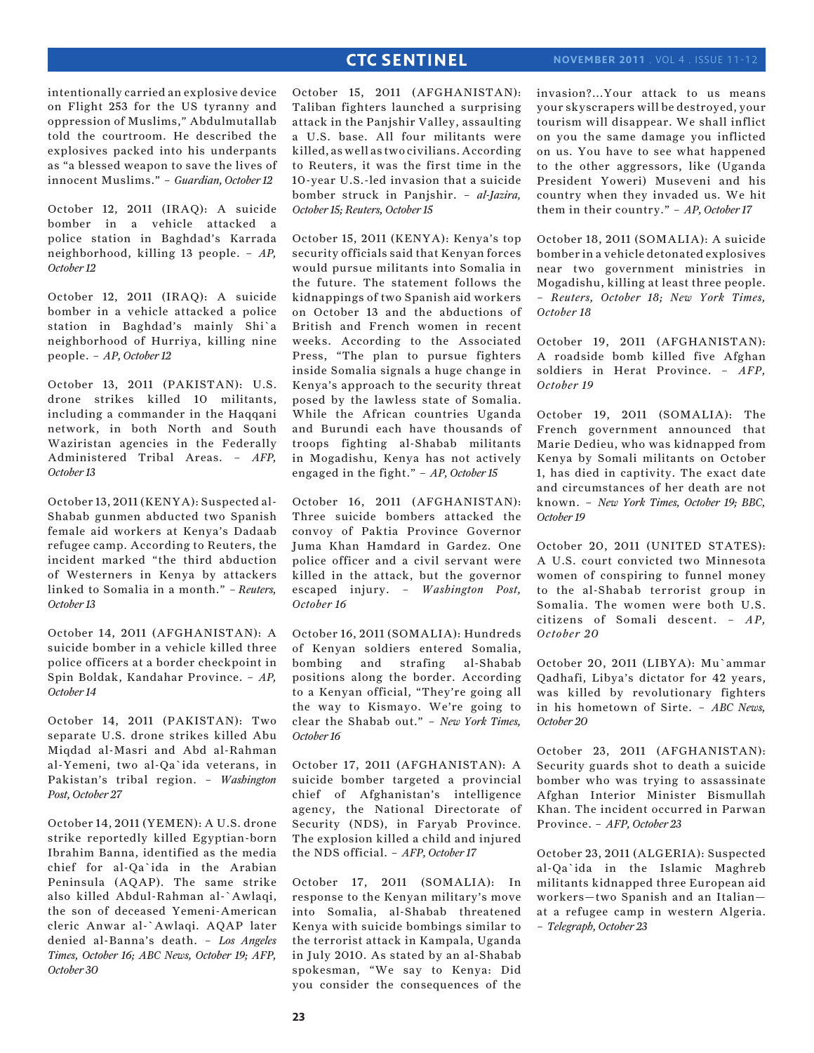intentionally carried an explosive device on Flight 253 for the US tyranny and oppression of Muslims," Abdulmutallab told the courtroom. He described the explosives packed into his underpants as "a blessed weapon to save the lives of innocent Muslims." – *Guardian, October 12*

October 12, 2011 (IRAQ): A suicide bomber in a vehicle attacked a police station in Baghdad's Karrada neighborhood, killing 13 people. – *AP, October 12*

October 12, 2011 (IRAQ): A suicide bomber in a vehicle attacked a police station in Baghdad's mainly Shi`a neighborhood of Hurriya, killing nine people. – *AP, October 12*

October 13, 2011 (PAKISTAN): U.S. drone strikes killed 10 militants, including a commander in the Haqqani network, in both North and South Waziristan agencies in the Federally Administered Tribal Areas. – *AFP, October 13*

October 13, 2011 (KENYA): Suspected al-Shabab gunmen abducted two Spanish female aid workers at Kenya's Dadaab refugee camp. According to Reuters, the incident marked "the third abduction of Westerners in Kenya by attackers linked to Somalia in a month." – *Reuters, October 13*

October 14, 2011 (AFGHANISTAN): A suicide bomber in a vehicle killed three police officers at a border checkpoint in Spin Boldak, Kandahar Province. – *AP, October 14*

October 14, 2011 (PAKISTAN): Two separate U.S. drone strikes killed Abu Miqdad al-Masri and Abd al-Rahman al-Yemeni, two al-Qa`ida veterans, in Pakistan's tribal region. – *Washington Post, October 27*

October 14, 2011 (YEMEN): A U.S. drone strike reportedly killed Egyptian-born Ibrahim Banna, identified as the media chief for al-Qa`ida in the Arabian Peninsula (AQAP). The same strike also killed Abdul-Rahman al-`Awlaqi, the son of deceased Yemeni-American cleric Anwar al-`Awlaqi. AQAP later denied al-Banna's death. – *Los Angeles Times, October 16; ABC News, October 19; AFP, October 30*

October 15, 2011 (AFGHANISTAN): Taliban fighters launched a surprising attack in the Panjshir Valley, assaulting a U.S. base. All four militants were killed, as well as two civilians. According to Reuters, it was the first time in the 10-year U.S.-led invasion that a suicide bomber struck in Panjshir. – *al-Jazira, October 15; Reuters, October 15*

October 15, 2011 (KENYA): Kenya's top security officials said that Kenyan forces would pursue militants into Somalia in the future. The statement follows the kidnappings of two Spanish aid workers on October 13 and the abductions of British and French women in recent weeks. According to the Associated Press, "The plan to pursue fighters inside Somalia signals a huge change in Kenya's approach to the security threat posed by the lawless state of Somalia. While the African countries Uganda and Burundi each have thousands of troops fighting al-Shabab militants in Mogadishu, Kenya has not actively engaged in the fight." – *AP, October 15*

October 16, 2011 (AFGHANISTAN): Three suicide bombers attacked the convoy of Paktia Province Governor Juma Khan Hamdard in Gardez. One police officer and a civil servant were killed in the attack, but the governor escaped injury. – *Washington Post, October 16*

October 16, 2011 (SOMALIA): Hundreds of Kenyan soldiers entered Somalia, bombing and strafing al-Shabab positions along the border. According to a Kenyan official, "They're going all the way to Kismayo. We're going to clear the Shabab out." – *New York Times, October 16*

October 17, 2011 (AFGHANISTAN): A suicide bomber targeted a provincial chief of Afghanistan's intelligence agency, the National Directorate of Security (NDS), in Faryab Province. The explosion killed a child and injured the NDS official. – *AFP, October 17*

October 17, 2011 (SOMALIA): In response to the Kenyan military's move into Somalia, al-Shabab threatened Kenya with suicide bombings similar to the terrorist attack in Kampala, Uganda in July 2010. As stated by an al-Shabab spokesman, "We say to Kenya: Did you consider the consequences of the invasion?...Your attack to us means your skyscrapers will be destroyed, your tourism will disappear. We shall inflict on you the same damage you inflicted on us. You have to see what happened to the other aggressors, like (Uganda President Yoweri) Museveni and his country when they invaded us. We hit them in their country." – *AP, October 17*

October 18, 2011 (SOMALIA): A suicide bomber in a vehicle detonated explosives near two government ministries in Mogadishu, killing at least three people. – *Reuters, October 18; New York Times, October 18*

October 19, 2011 (AFGHANISTAN): A roadside bomb killed five Afghan soldiers in Herat Province. – *AFP, October 19*

October 19, 2011 (SOMALIA): The French government announced that Marie Dedieu, who was kidnapped from Kenya by Somali militants on October 1, has died in captivity. The exact date and circumstances of her death are not known. – *New York Times, October 19; BBC, October 19*

October 20, 2011 (UNITED STATES): A U.S. court convicted two Minnesota women of conspiring to funnel money to the al-Shabab terrorist group in Somalia. The women were both U.S. citizens of Somali descent. – *AP, October 20*

October 20, 2011 (LIBYA): Mu`ammar Qadhafi, Libya's dictator for 42 years, was killed by revolutionary fighters in his hometown of Sirte. – *ABC News, October 20*

October 23, 2011 (AFGHANISTAN): Security guards shot to death a suicide bomber who was trying to assassinate Afghan Interior Minister Bismullah Khan. The incident occurred in Parwan Province. – *AFP, October 23*

October 23, 2011 (ALGERIA): Suspected al-Qa`ida in the Islamic Maghreb militants kidnapped three European aid workers—two Spanish and an Italian—at a refugee camp in western Algeria. – *Telegraph, October 23*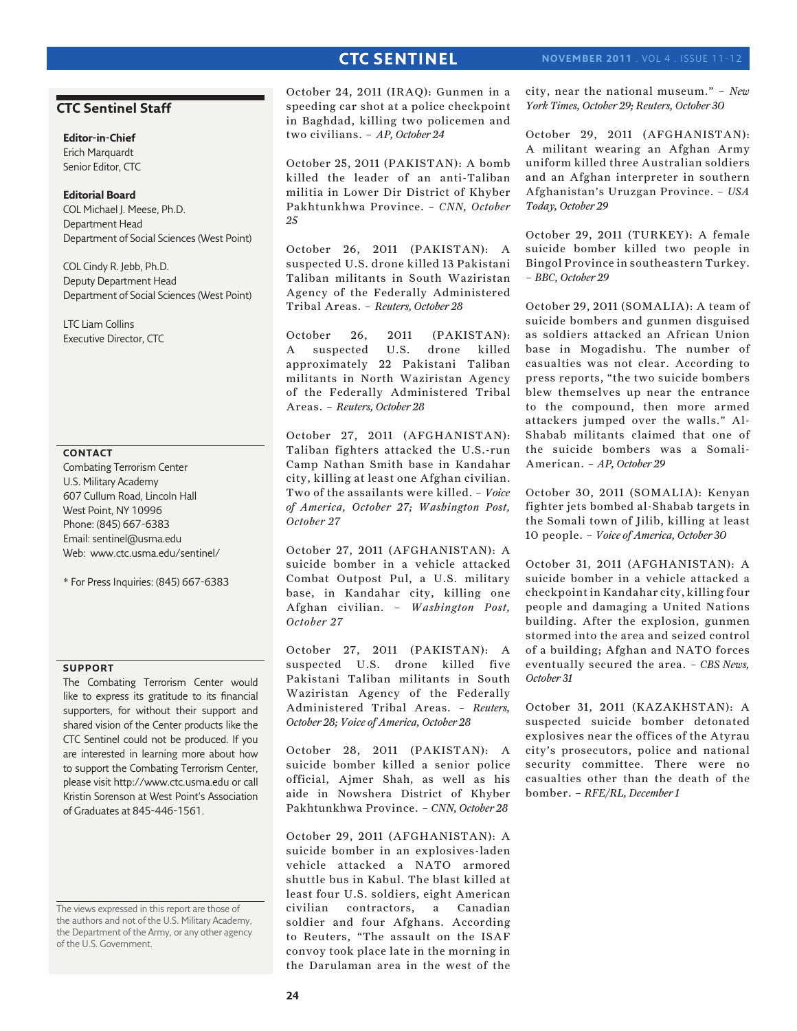## CTC Sentinel Staff

**Editor-in-Chief**
Erich Marquardt
Senior Editor, CTC

**Editorial Board**
COL Michael J. Meese, Ph.D.
Department Head
Department of Social Sciences (West Point)

COL Cindy R. Jebb, Ph.D.
Deputy Department Head
Department of Social Sciences (West Point)

LTC Liam Collins
Executive Director, CTC

**CONTACT**
Combating Terrorism Center
U.S. Military Academy
607 Cullum Road, Lincoln Hall
West Point, NY 10996
Phone: (845) 667-6383
Email: sentinel@usma.edu
Web: www.ctc.usma.edu/sentinel/

* For Press Inquiries: (845) 667-6383

**SUPPORT**
The Combating Terrorism Center would like to express its gratitude to its financial supporters, for without their support and shared vision of the Center products like the CTC Sentinel could not be produced. If you are interested in learning more about how to support the Combating Terrorism Center, please visit http://www.ctc.usma.edu or call Kristin Sorenson at West Point's Association of Graduates at 845-446-1561.

The views expressed in this report are those of the authors and not of the U.S. Military Academy, the Department of the Army, or any other agency of the U.S. Government.

October 24, 2011 (IRAQ): Gunmen in a speeding car shot at a police checkpoint in Baghdad, killing two policemen and two civilians. – *AP, October 24*

October 25, 2011 (PAKISTAN): A bomb killed the leader of an anti-Taliban militia in Lower Dir District of Khyber Pakhtunkhwa Province. – *CNN, October 25*

October 26, 2011 (PAKISTAN): A suspected U.S. drone killed 13 Pakistani Taliban militants in South Waziristan Agency of the Federally Administered Tribal Areas. – *Reuters, October 28*

October 26, 2011 (PAKISTAN): A suspected U.S. drone killed approximately 22 Pakistani Taliban militants in North Waziristan Agency of the Federally Administered Tribal Areas. – *Reuters, October 28*

October 27, 2011 (AFGHANISTAN): Taliban fighters attacked the U.S.-run Camp Nathan Smith base in Kandahar city, killing at least one Afghan civilian. Two of the assailants were killed. – *Voice of America, October 27; Washington Post, October 27*

October 27, 2011 (AFGHANISTAN): A suicide bomber in a vehicle attacked Combat Outpost Pul, a U.S. military base, in Kandahar city, killing one Afghan civilian. – *Washington Post, October 27*

October 27, 2011 (PAKISTAN): A suspected U.S. drone killed five Pakistani Taliban militants in South Waziristan Agency of the Federally Administered Tribal Areas. – *Reuters, October 28; Voice of America, October 28*

October 28, 2011 (PAKISTAN): A suicide bomber killed a senior police official, Ajmer Shah, as well as his aide in Nowshera District of Khyber Pakhtunkhwa Province. – *CNN, October 28*

October 29, 2011 (AFGHANISTAN): A suicide bomber in an explosives-laden vehicle attacked a NATO armored shuttle bus in Kabul. The blast killed at least four U.S. soldiers, eight American civilian contractors, a Canadian soldier and four Afghans. According to Reuters, "The assault on the ISAF convoy took place late in the morning in the Darulaman area in the west of the city, near the national museum." – *New York Times, October 29; Reuters, October 30*

October 29, 2011 (AFGHANISTAN): A militant wearing an Afghan Army uniform killed three Australian soldiers and an Afghan interpreter in southern Afghanistan's Uruzgan Province. – *USA Today, October 29*

October 29, 2011 (TURKEY): A female suicide bomber killed two people in Bingol Province in southeastern Turkey. – *BBC, October 29*

October 29, 2011 (SOMALIA): A team of suicide bombers and gunmen disguised as soldiers attacked an African Union base in Mogadishu. The number of casualties was not clear. According to press reports, "the two suicide bombers blew themselves up near the entrance to the compound, then more armed attackers jumped over the walls." Al-Shabab militants claimed that one of the suicide bombers was a Somali-American. – *AP, October 29*

October 30, 2011 (SOMALIA): Kenyan fighter jets bombed al-Shabab targets in the Somali town of Jilib, killing at least 10 people. – *Voice of America, October 30*

October 31, 2011 (AFGHANISTAN): A suicide bomber in a vehicle attacked a checkpoint in Kandahar city, killing four people and damaging a United Nations building. After the explosion, gunmen stormed into the area and seized control of a building; Afghan and NATO forces eventually secured the area. – *CBS News, October 31*

October 31, 2011 (KAZAKHSTAN): A suspected suicide bomber detonated explosives near the offices of the Atyrau city's prosecutors, police and national security committee. There were no casualties other than the death of the bomber. – *RFE/RL, December 1*